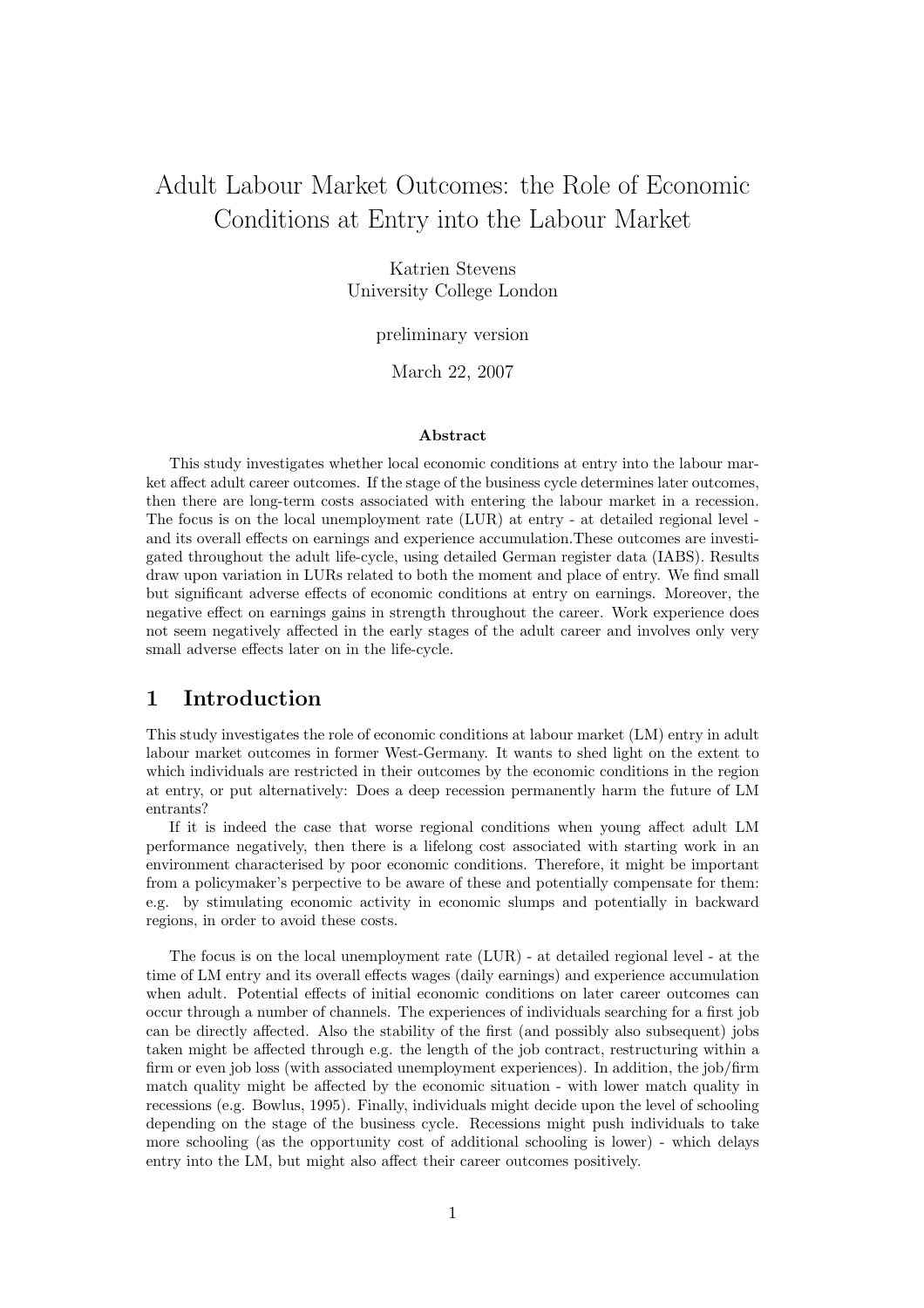# Adult Labour Market Outcomes: the Role of Economic Conditions at Entry into the Labour Market

Katrien Stevens
University College London

preliminary version

March 22, 2007

### Abstract

This study investigates whether local economic conditions at entry into the labour market affect adult career outcomes. If the stage of the business cycle determines later outcomes, then there are long-term costs associated with entering the labour market in a recession. The focus is on the local unemployment rate (LUR) at entry - at detailed regional level - and its overall effects on earnings and experience accumulation.These outcomes are investigated throughout the adult life-cycle, using detailed German register data (IABS). Results draw upon variation in LURs related to both the moment and place of entry. We find small but significant adverse effects of economic conditions at entry on earnings. Moreover, the negative effect on earnings gains in strength throughout the career. Work experience does not seem negatively affected in the early stages of the adult career and involves only very small adverse effects later on in the life-cycle.

## 1 Introduction

This study investigates the role of economic conditions at labour market (LM) entry in adult labour market outcomes in former West-Germany. It wants to shed light on the extent to which individuals are restricted in their outcomes by the economic conditions in the region at entry, or put alternatively: Does a deep recession permanently harm the future of LM entrants?

If it is indeed the case that worse regional conditions when young affect adult LM performance negatively, then there is a lifelong cost associated with starting work in an environment characterised by poor economic conditions. Therefore, it might be important from a policymaker's perpective to be aware of these and potentially compensate for them: e.g. by stimulating economic activity in economic slumps and potentially in backward regions, in order to avoid these costs.

The focus is on the local unemployment rate (LUR) - at detailed regional level - at the time of LM entry and its overall effects wages (daily earnings) and experience accumulation when adult. Potential effects of initial economic conditions on later career outcomes can occur through a number of channels. The experiences of individuals searching for a first job can be directly affected. Also the stability of the first (and possibly also subsequent) jobs taken might be affected through e.g. the length of the job contract, restructuring within a firm or even job loss (with associated unemployment experiences). In addition, the job/firm match quality might be affected by the economic situation - with lower match quality in recessions (e.g. Bowlus, 1995). Finally, individuals might decide upon the level of schooling depending on the stage of the business cycle. Recessions might push individuals to take more schooling (as the opportunity cost of additional schooling is lower) - which delays entry into the LM, but might also affect their career outcomes positively.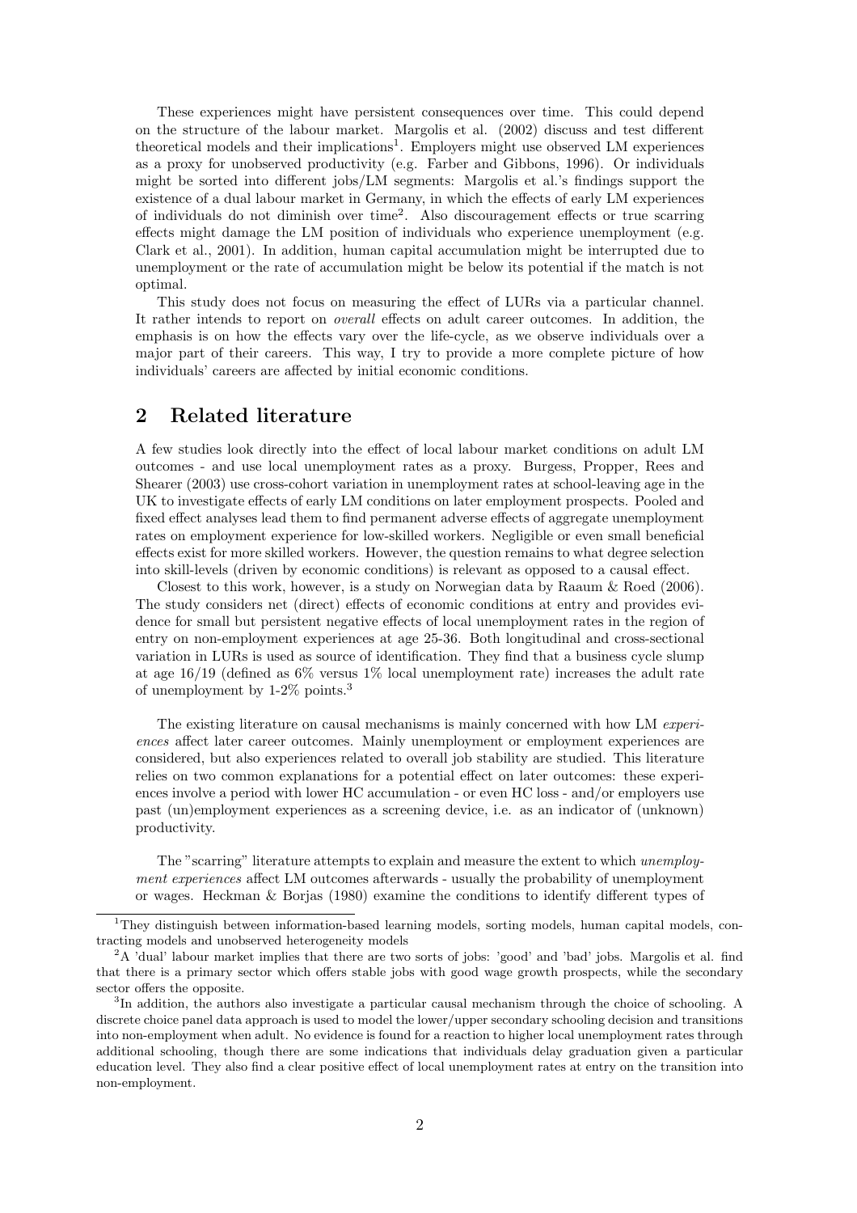These experiences might have persistent consequences over time. This could depend on the structure of the labour market. Margolis et al. (2002) discuss and test different theoretical models and their implications[1]. Employers might use observed LM experiences as a proxy for unobserved productivity (e.g. Farber and Gibbons, 1996). Or individuals might be sorted into different jobs/LM segments: Margolis et al.'s findings support the existence of a dual labour market in Germany, in which the effects of early LM experiences of individuals do not diminish over time[2]. Also discouragement effects or true scarring effects might damage the LM position of individuals who experience unemployment (e.g. Clark et al., 2001). In addition, human capital accumulation might be interrupted due to unemployment or the rate of accumulation might be below its potential if the match is not optimal.

This study does not focus on measuring the effect of LURs via a particular channel. It rather intends to report on *overall* effects on adult career outcomes. In addition, the emphasis is on how the effects vary over the life-cycle, as we observe individuals over a major part of their careers. This way, I try to provide a more complete picture of how individuals' careers are affected by initial economic conditions.

## 2 Related literature

A few studies look directly into the effect of local labour market conditions on adult LM outcomes - and use local unemployment rates as a proxy. Burgess, Propper, Rees and Shearer (2003) use cross-cohort variation in unemployment rates at school-leaving age in the UK to investigate effects of early LM conditions on later employment prospects. Pooled and fixed effect analyses lead them to find permanent adverse effects of aggregate unemployment rates on employment experience for low-skilled workers. Negligible or even small beneficial effects exist for more skilled workers. However, the question remains to what degree selection into skill-levels (driven by economic conditions) is relevant as opposed to a causal effect.

Closest to this work, however, is a study on Norwegian data by Raaum & Roed (2006). The study considers net (direct) effects of economic conditions at entry and provides evidence for small but persistent negative effects of local unemployment rates in the region of entry on non-employment experiences at age 25-36. Both longitudinal and cross-sectional variation in LURs is used as source of identification. They find that a business cycle slump at age 16/19 (defined as 6% versus 1% local unemployment rate) increases the adult rate of unemployment by 1-2% points.[3]

The existing literature on causal mechanisms is mainly concerned with how LM *experiences* affect later career outcomes. Mainly unemployment or employment experiences are considered, but also experiences related to overall job stability are studied. This literature relies on two common explanations for a potential effect on later outcomes: these experiences involve a period with lower HC accumulation - or even HC loss - and/or employers use past (un)employment experiences as a screening device, i.e. as an indicator of (unknown) productivity.

The "scarring" literature attempts to explain and measure the extent to which *unemployment experiences* affect LM outcomes afterwards - usually the probability of unemployment or wages. Heckman & Borjas (1980) examine the conditions to identify different types of

---

[1] They distinguish between information-based learning models, sorting models, human capital models, contracting models and unobserved heterogeneity models

[2] A 'dual' labour market implies that there are two sorts of jobs: 'good' and 'bad' jobs. Margolis et al. find that there is a primary sector which offers stable jobs with good wage growth prospects, while the secondary sector offers the opposite.

[3] In addition, the authors also investigate a particular causal mechanism through the choice of schooling. A discrete choice panel data approach is used to model the lower/upper secondary schooling decision and transitions into non-employment when adult. No evidence is found for a reaction to higher local unemployment rates through additional schooling, though there are some indications that individuals delay graduation given a particular education level. They also find a clear positive effect of local unemployment rates at entry on the transition into non-employment.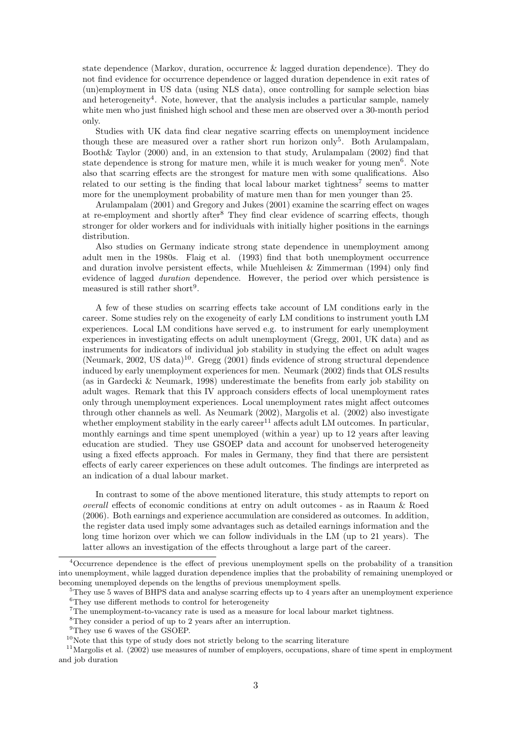state dependence (Markov, duration, occurrence & lagged duration dependence). They do not find evidence for occurrence dependence or lagged duration dependence in exit rates of (un)employment in US data (using NLS data), once controlling for sample selection bias and heterogeneity[4]. Note, however, that the analysis includes a particular sample, namely white men who just finished high school and these men are observed over a 30-month period only.

Studies with UK data find clear negative scarring effects on unemployment incidence though these are measured over a rather short run horizon only[5]. Both Arulampalam, Booth& Taylor (2000) and, in an extension to that study, Arulampalam (2002) find that state dependence is strong for mature men, while it is much weaker for young men[6]. Note also that scarring effects are the strongest for mature men with some qualifications. Also related to our setting is the finding that local labour market tightness[7] seems to matter more for the unemployment probability of mature men than for men younger than 25.

Arulampalam (2001) and Gregory and Jukes (2001) examine the scarring effect on wages at re-employment and shortly after[8] They find clear evidence of scarring effects, though stronger for older workers and for individuals with initially higher positions in the earnings distribution.

Also studies on Germany indicate strong state dependence in unemployment among adult men in the 1980s. Flaig et al. (1993) find that both unemployment occurrence and duration involve persistent effects, while Muehleisen & Zimmerman (1994) only find evidence of lagged *duration* dependence. However, the period over which persistence is measured is still rather short[9].

A few of these studies on scarring effects take account of LM conditions early in the career. Some studies rely on the exogeneity of early LM conditions to instrument youth LM experiences. Local LM conditions have served e.g. to instrument for early unemployment experiences in investigating effects on adult unemployment (Gregg, 2001, UK data) and as instruments for indicators of individual job stability in studying the effect on adult wages (Neumark, 2002, US data)[10]. Gregg (2001) finds evidence of strong structural dependence induced by early unemployment experiences for men. Neumark (2002) finds that OLS results (as in Gardecki & Neumark, 1998) underestimate the benefits from early job stability on adult wages. Remark that this IV approach considers effects of local unemployment rates only through unemployment experiences. Local unemployment rates might affect outcomes through other channels as well. As Neumark (2002), Margolis et al. (2002) also investigate whether employment stability in the early career[11] affects adult LM outcomes. In particular, monthly earnings and time spent unemployed (within a year) up to 12 years after leaving education are studied. They use GSOEP data and account for unobserved heterogeneity using a fixed effects approach. For males in Germany, they find that there are persistent effects of early career experiences on these adult outcomes. The findings are interpreted as an indication of a dual labour market.

In contrast to some of the above mentioned literature, this study attempts to report on *overall* effects of economic conditions at entry on adult outcomes - as in Raaum & Roed (2006). Both earnings and experience accumulation are considered as outcomes. In addition, the register data used imply some advantages such as detailed earnings information and the long time horizon over which we can follow individuals in the LM (up to 21 years). The latter allows an investigation of the effects throughout a large part of the career.

---

[4] Occurrence dependence is the effect of previous unemployment spells on the probability of a transition into unemployment, while lagged duration dependence implies that the probability of remaining unemployed or becoming unemployed depends on the lengths of previous unemployment spells.

[5] They use 5 waves of BHPS data and analyse scarring effects up to 4 years after an unemployment experience

[6] They use different methods to control for heterogeneity

[7] The unemployment-to-vacancy rate is used as a measure for local labour market tightness.

[8] They consider a period of up to 2 years after an interruption.

[9] They use 6 waves of the GSOEP.

[10] Note that this type of study does not strictly belong to the scarring literature

[11] Margolis et al. (2002) use measures of number of employers, occupations, share of time spent in employment and job duration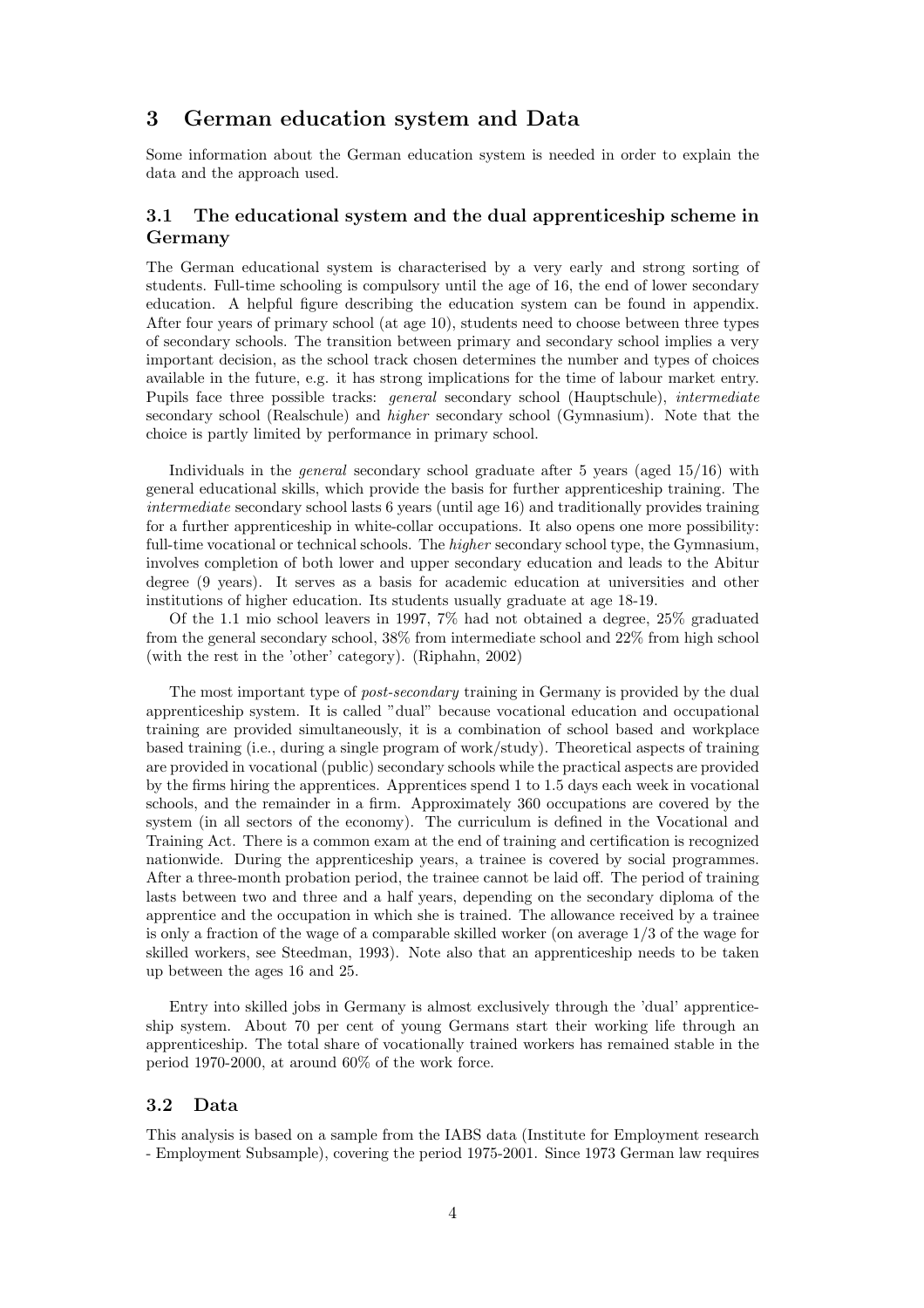## 3 German education system and Data

Some information about the German education system is needed in order to explain the data and the approach used.

### 3.1 The educational system and the dual apprenticeship scheme in Germany

The German educational system is characterised by a very early and strong sorting of students. Full-time schooling is compulsory until the age of 16, the end of lower secondary education. A helpful figure describing the education system can be found in appendix. After four years of primary school (at age 10), students need to choose between three types of secondary schools. The transition between primary and secondary school implies a very important decision, as the school track chosen determines the number and types of choices available in the future, e.g. it has strong implications for the time of labour market entry. Pupils face three possible tracks: *general* secondary school (Hauptschule), *intermediate* secondary school (Realschule) and *higher* secondary school (Gymnasium). Note that the choice is partly limited by performance in primary school.

Individuals in the *general* secondary school graduate after 5 years (aged 15/16) with general educational skills, which provide the basis for further apprenticeship training. The *intermediate* secondary school lasts 6 years (until age 16) and traditionally provides training for a further apprenticeship in white-collar occupations. It also opens one more possibility: full-time vocational or technical schools. The *higher* secondary school type, the Gymnasium, involves completion of both lower and upper secondary education and leads to the Abitur degree (9 years). It serves as a basis for academic education at universities and other institutions of higher education. Its students usually graduate at age 18-19.

Of the 1.1 mio school leavers in 1997, 7% had not obtained a degree, 25% graduated from the general secondary school, 38% from intermediate school and 22% from high school (with the rest in the 'other' category). (Riphahn, 2002)

The most important type of *post-secondary* training in Germany is provided by the dual apprenticeship system. It is called "dual" because vocational education and occupational training are provided simultaneously, it is a combination of school based and workplace based training (i.e., during a single program of work/study). Theoretical aspects of training are provided in vocational (public) secondary schools while the practical aspects are provided by the firms hiring the apprentices. Apprentices spend 1 to 1.5 days each week in vocational schools, and the remainder in a firm. Approximately 360 occupations are covered by the system (in all sectors of the economy). The curriculum is defined in the Vocational and Training Act. There is a common exam at the end of training and certification is recognized nationwide. During the apprenticeship years, a trainee is covered by social programmes. After a three-month probation period, the trainee cannot be laid off. The period of training lasts between two and three and a half years, depending on the secondary diploma of the apprentice and the occupation in which she is trained. The allowance received by a trainee is only a fraction of the wage of a comparable skilled worker (on average 1/3 of the wage for skilled workers, see Steedman, 1993). Note also that an apprenticeship needs to be taken up between the ages 16 and 25.

Entry into skilled jobs in Germany is almost exclusively through the 'dual' apprenticeship system. About 70 per cent of young Germans start their working life through an apprenticeship. The total share of vocationally trained workers has remained stable in the period 1970-2000, at around 60% of the work force.

### 3.2 Data

This analysis is based on a sample from the IABS data (Institute for Employment research - Employment Subsample), covering the period 1975-2001. Since 1973 German law requires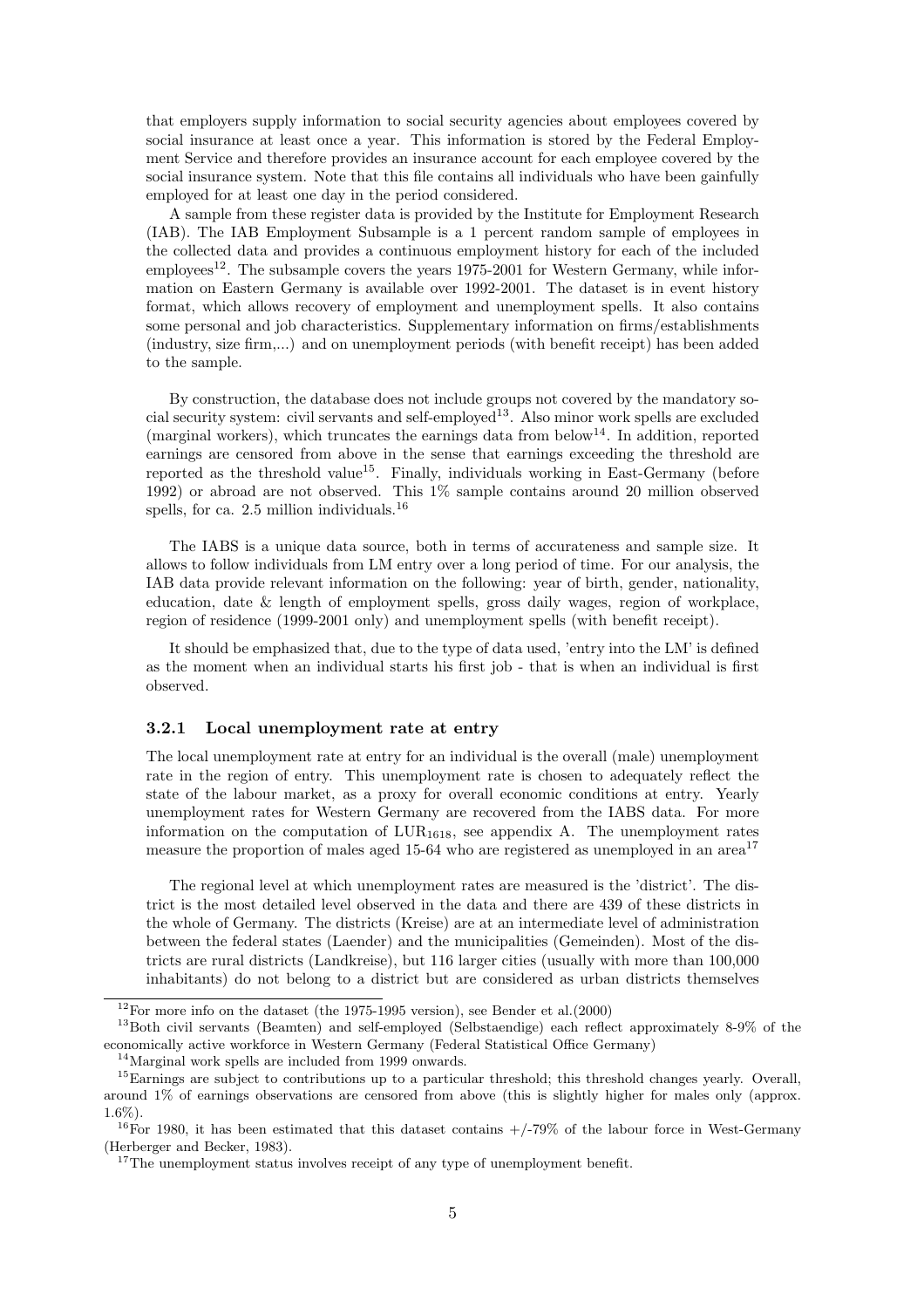that employers supply information to social security agencies about employees covered by social insurance at least once a year. This information is stored by the Federal Employment Service and therefore provides an insurance account for each employee covered by the social insurance system. Note that this file contains all individuals who have been gainfully employed for at least one day in the period considered.

A sample from these register data is provided by the Institute for Employment Research (IAB). The IAB Employment Subsample is a 1 percent random sample of employees in the collected data and provides a continuous employment history for each of the included employees[12]. The subsample covers the years 1975-2001 for Western Germany, while information on Eastern Germany is available over 1992-2001. The dataset is in event history format, which allows recovery of employment and unemployment spells. It also contains some personal and job characteristics. Supplementary information on firms/establishments (industry, size firm,...) and on unemployment periods (with benefit receipt) has been added to the sample.

By construction, the database does not include groups not covered by the mandatory social security system: civil servants and self-employed[13]. Also minor work spells are excluded (marginal workers), which truncates the earnings data from below[14]. In addition, reported earnings are censored from above in the sense that earnings exceeding the threshold are reported as the threshold value[15]. Finally, individuals working in East-Germany (before 1992) or abroad are not observed. This 1% sample contains around 20 million observed spells, for ca. 2.5 million individuals.[16]

The IABS is a unique data source, both in terms of accurateness and sample size. It allows to follow individuals from LM entry over a long period of time. For our analysis, the IAB data provide relevant information on the following: year of birth, gender, nationality, education, date & length of employment spells, gross daily wages, region of workplace, region of residence (1999-2001 only) and unemployment spells (with benefit receipt).

It should be emphasized that, due to the type of data used, 'entry into the LM' is defined as the moment when an individual starts his first job - that is when an individual is first observed.

### 3.2.1 Local unemployment rate at entry

The local unemployment rate at entry for an individual is the overall (male) unemployment rate in the region of entry. This unemployment rate is chosen to adequately reflect the state of the labour market, as a proxy for overall economic conditions at entry. Yearly unemployment rates for Western Germany are recovered from the IABS data. For more information on the computation of $\text{LUR}_{1618}$, see appendix A. The unemployment rates measure the proportion of males aged 15-64 who are registered as unemployed in an area[17]

The regional level at which unemployment rates are measured is the 'district'. The district is the most detailed level observed in the data and there are 439 of these districts in the whole of Germany. The districts (Kreise) are at an intermediate level of administration between the federal states (Laender) and the municipalities (Gemeinden). Most of the districts are rural districts (Landkreise), but 116 larger cities (usually with more than 100,000 inhabitants) do not belong to a district but are considered as urban districts themselves

[12] For more info on the dataset (the 1975-1995 version), see Bender et al.(2000)

[13] Both civil servants (Beamten) and self-employed (Selbstaendige) each reflect approximately 8-9% of the economically active workforce in Western Germany (Federal Statistical Office Germany)

[14] Marginal work spells are included from 1999 onwards.

[15] Earnings are subject to contributions up to a particular threshold; this threshold changes yearly. Overall, around 1% of earnings observations are censored from above (this is slightly higher for males only (approx. 1.6%).

[16] For 1980, it has been estimated that this dataset contains +/-79% of the labour force in West-Germany (Herberger and Becker, 1983).

[17] The unemployment status involves receipt of any type of unemployment benefit.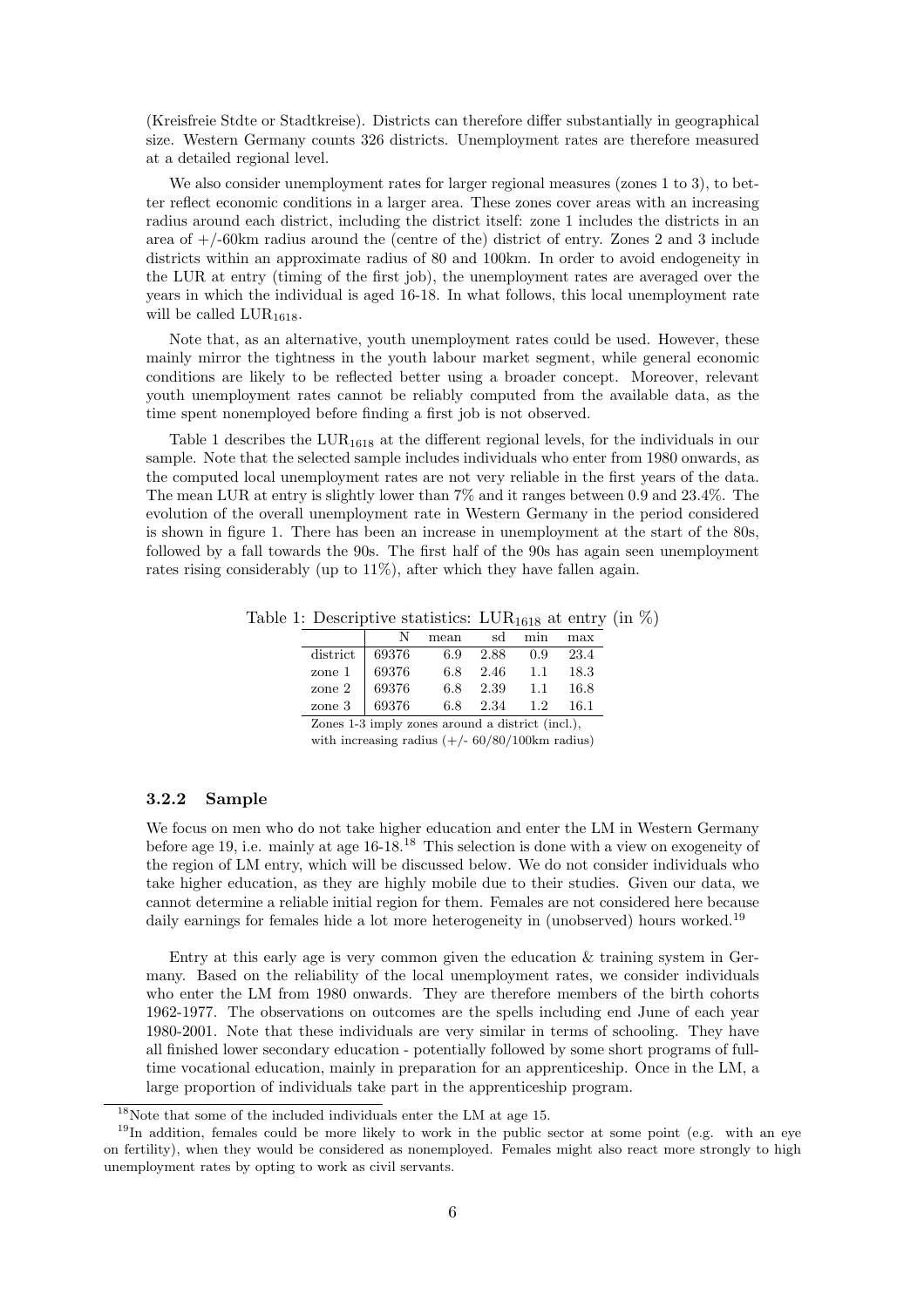(Kreisfreie Stdte or Stadtkreise). Districts can therefore differ substantially in geographical size. Western Germany counts 326 districts. Unemployment rates are therefore measured at a detailed regional level.

We also consider unemployment rates for larger regional measures (zones 1 to 3), to better reflect economic conditions in a larger area. These zones cover areas with an increasing radius around each district, including the district itself: zone 1 includes the districts in an area of +/-60km radius around the (centre of the) district of entry. Zones 2 and 3 include districts within an approximate radius of 80 and 100km. In order to avoid endogeneity in the LUR at entry (timing of the first job), the unemployment rates are averaged over the years in which the individual is aged 16-18. In what follows, this local unemployment rate will be called $\text{LUR}_{1618}$.

Note that, as an alternative, youth unemployment rates could be used. However, these mainly mirror the tightness in the youth labour market segment, while general economic conditions are likely to be reflected better using a broader concept. Moreover, relevant youth unemployment rates cannot be reliably computed from the available data, as the time spent nonemployed before finding a first job is not observed.

Table 1 describes the $\text{LUR}_{1618}$ at the different regional levels, for the individuals in our sample. Note that the selected sample includes individuals who enter from 1980 onwards, as the computed local unemployment rates are not very reliable in the first years of the data. The mean LUR at entry is slightly lower than 7% and it ranges between 0.9 and 23.4%. The evolution of the overall unemployment rate in Western Germany in the period considered is shown in figure 1. There has been an increase in unemployment at the start of the 80s, followed by a fall towards the 90s. The first half of the 90s has again seen unemployment rates rising considerably (up to 11%), after which they have fallen again.

Table 1: Descriptive statistics: $\text{LUR}_{1618}$ at entry (in %)

| | N | mean | sd | min | max |
|---|---|---|---|---|---|
| district | 69376 | 6.9 | 2.88 | 0.9 | 23.4 |
| zone 1 | 69376 | 6.8 | 2.46 | 1.1 | 18.3 |
| zone 2 | 69376 | 6.8 | 2.39 | 1.1 | 16.8 |
| zone 3 | 69376 | 6.8 | 2.34 | 1.2 | 16.1 |

Zones 1-3 imply zones around a district (incl.), with increasing radius (+/- 60/80/100km radius)

### 3.2.2 Sample

We focus on men who do not take higher education and enter the LM in Western Germany before age 19, i.e. mainly at age 16-18.[18] This selection is done with a view on exogeneity of the region of LM entry, which will be discussed below. We do not consider individuals who take higher education, as they are highly mobile due to their studies. Given our data, we cannot determine a reliable initial region for them. Females are not considered here because daily earnings for females hide a lot more heterogeneity in (unobserved) hours worked.[19]

Entry at this early age is very common given the education & training system in Germany. Based on the reliability of the local unemployment rates, we consider individuals who enter the LM from 1980 onwards. They are therefore members of the birth cohorts 1962-1977. The observations on outcomes are the spells including end June of each year 1980-2001. Note that these individuals are very similar in terms of schooling. They have all finished lower secondary education - potentially followed by some short programs of full-time vocational education, mainly in preparation for an apprenticeship. Once in the LM, a large proportion of individuals take part in the apprenticeship program.

[18] Note that some of the included individuals enter the LM at age 15.

[19] In addition, females could be more likely to work in the public sector at some point (e.g. with an eye on fertility), when they would be considered as nonemployed. Females might also react more strongly to high unemployment rates by opting to work as civil servants.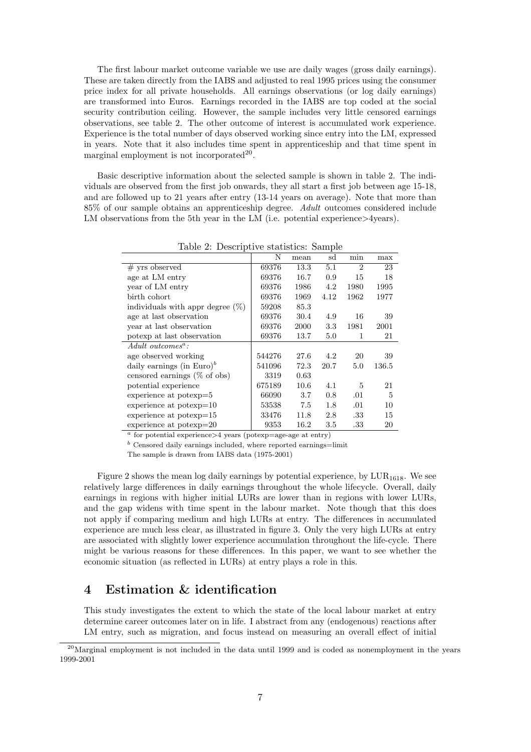The first labour market outcome variable we use are daily wages (gross daily earnings). These are taken directly from the IABS and adjusted to real 1995 prices using the consumer price index for all private households. All earnings observations (or log daily earnings) are transformed into Euros. Earnings recorded in the IABS are top coded at the social security contribution ceiling. However, the sample includes very little censored earnings observations, see table 2. The other outcome of interest is accumulated work experience. Experience is the total number of days observed working since entry into the LM, expressed in years. Note that it also includes time spent in apprenticeship and that time spent in marginal employment is not incorporated[20].

Basic descriptive information about the selected sample is shown in table 2. The individuals are observed from the first job onwards, they all start a first job between age 15-18, and are followed up to 21 years after entry (13-14 years on average). Note that more than 85% of our sample obtains an apprenticeship degree. *Adult* outcomes considered include LM observations from the 5th year in the LM (i.e. potential experience>4years).

Table 2: Descriptive statistics: Sample

| | N | mean | sd | min | max |
|---|---|---|---|---|---|
| # yrs observed | 69376 | 13.3 | 5.1 | 2 | 23 |
| age at LM entry | 69376 | 16.7 | 0.9 | 15 | 18 |
| year of LM entry | 69376 | 1986 | 4.2 | 1980 | 1995 |
| birth cohort | 69376 | 1969 | 4.12 | 1962 | 1977 |
| individuals with appr degree (%) | 59208 | 85.3 | | | |
| age at last observation | 69376 | 30.4 | 4.9 | 16 | 39 |
| year at last observation | 69376 | 2000 | 3.3 | 1981 | 2001 |
| potexp at last observation | 69376 | 13.7 | 5.0 | 1 | 21 |
| *Adult outcomes*[a]: | | | | | |
| age observed working | 544276 | 27.6 | 4.2 | 20 | 39 |
| daily earnings (in Euro)[b] | 541096 | 72.3 | 20.7 | 5.0 | 136.5 |
| censored earnings (% of obs) | 3319 | 0.63 | | | |
| potential experience | 675189 | 10.6 | 4.1 | 5 | 21 |
| experience at potexp=5 | 66090 | 3.7 | 0.8 | .01 | 5 |
| experience at potexp=10 | 53538 | 7.5 | 1.8 | .01 | 10 |
| experience at potexp=15 | 33476 | 11.8 | 2.8 | .33 | 15 |
| experience at potexp=20 | 9353 | 16.2 | 3.5 | .33 | 20 |

[a] for potential experience>4 years (potexp=age-age at entry)

[b] Censored daily earnings included, where reported earnings=limit

The sample is drawn from IABS data (1975-2001)

Figure 2 shows the mean log daily earnings by potential experience, by $LUR_{1618}$. We see relatively large differences in daily earnings throughout the whole lifecycle. Overall, daily earnings in regions with higher initial LURs are lower than in regions with lower LURs, and the gap widens with time spent in the labour market. Note though that this does not apply if comparing medium and high LURs at entry. The differences in accumulated experience are much less clear, as illustrated in figure 3. Only the very high LURs at entry are associated with slightly lower experience accumulation throughout the life-cycle. There might be various reasons for these differences. In this paper, we want to see whether the economic situation (as reflected in LURs) at entry plays a role in this.

## 4 Estimation & identification

This study investigates the extent to which the state of the local labour market at entry determine career outcomes later on in life. I abstract from any (endogenous) reactions after LM entry, such as migration, and focus instead on measuring an overall effect of initial

[20] Marginal employment is not included in the data until 1999 and is coded as nonemployment in the years 1999-2001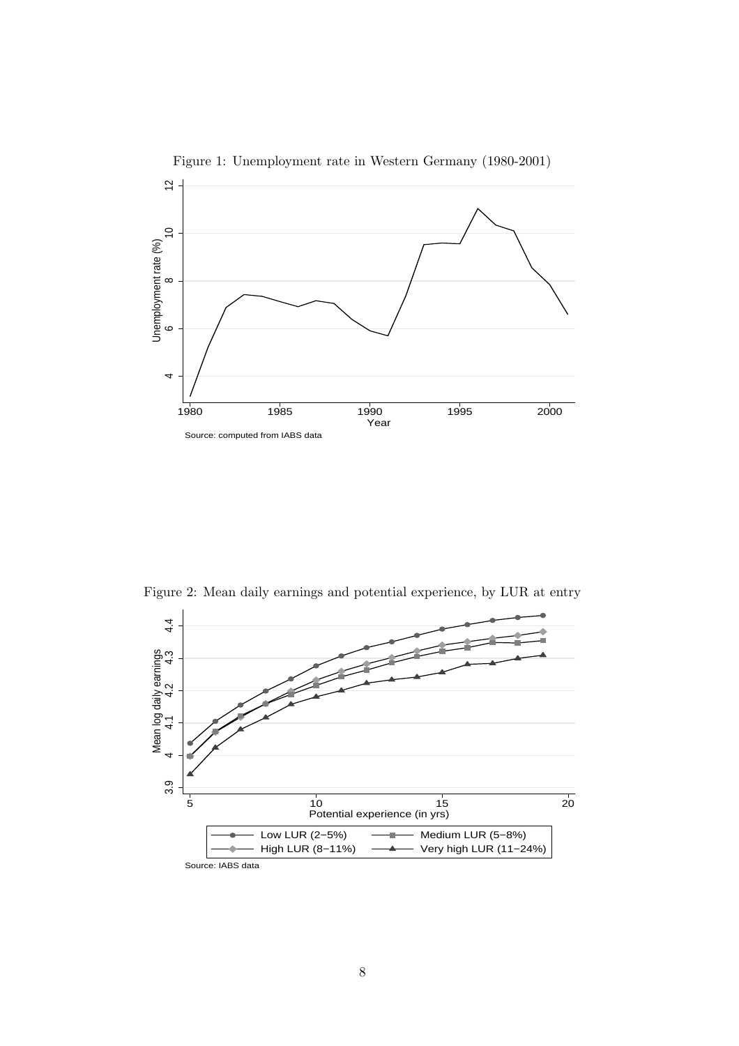Figure 1: Unemployment rate in Western Germany (1980-2001)

Source: computed from IABS data

Figure 2: Mean daily earnings and potential experience, by LUR at entry

Source: IABS data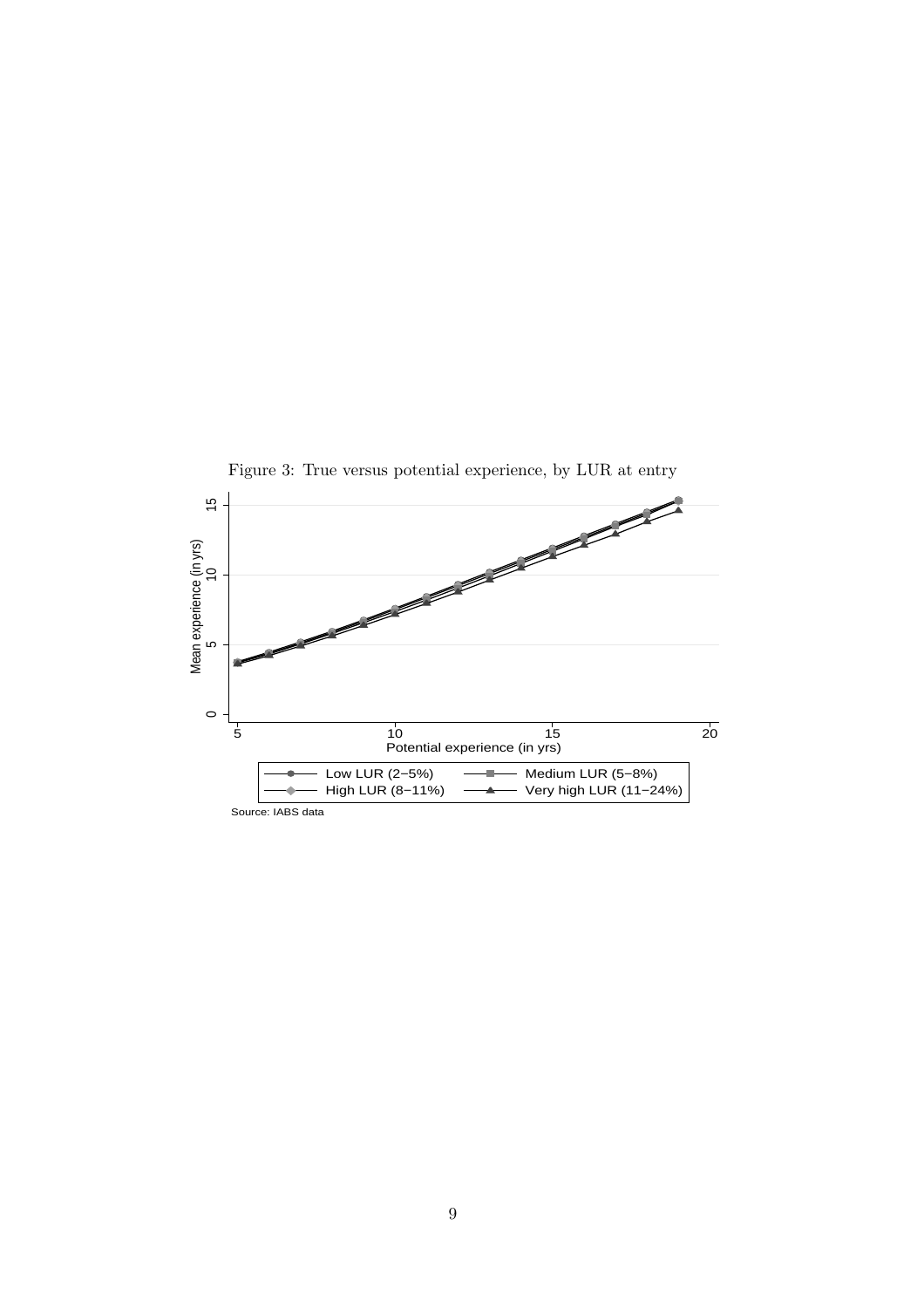Figure 3: True versus potential experience, by LUR at entry

Source: IABS data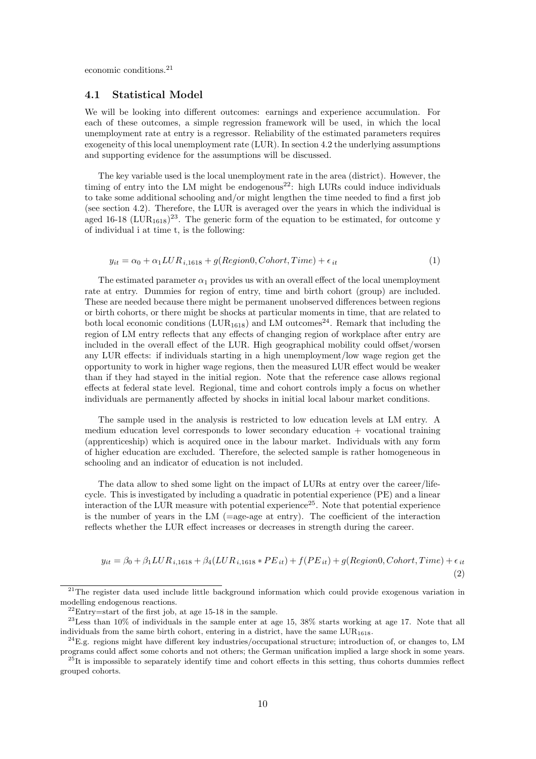economic conditions.[21]

### 4.1 Statistical Model

We will be looking into different outcomes: earnings and experience accumulation. For each of these outcomes, a simple regression framework will be used, in which the local unemployment rate at entry is a regressor. Reliability of the estimated parameters requires exogeneity of this local unemployment rate (LUR). In section 4.2 the underlying assumptions and supporting evidence for the assumptions will be discussed.

The key variable used is the local unemployment rate in the area (district). However, the timing of entry into the LM might be endogenous[22]: high LURs could induce individuals to take some additional schooling and/or might lengthen the time needed to find a first job (see section 4.2). Therefore, the LUR is averaged over the years in which the individual is aged 16-18 ($\text{LUR}_{1618}$)[23]. The generic form of the equation to be estimated, for outcome y of individual i at time t, is the following:

$$y_{it} = \alpha_0 + \alpha_1 LUR_{i,1618} + g(Region0, Cohort, Time) + \epsilon_{it} \tag{1}$$

The estimated parameter $\alpha_1$ provides us with an overall effect of the local unemployment rate at entry. Dummies for region of entry, time and birth cohort (group) are included. These are needed because there might be permanent unobserved differences between regions or birth cohorts, or there might be shocks at particular moments in time, that are related to both local economic conditions ($\text{LUR}_{1618}$) and LM outcomes[24]. Remark that including the region of LM entry reflects that any effects of changing region of workplace after entry are included in the overall effect of the LUR. High geographical mobility could offset/worsen any LUR effects: if individuals starting in a high unemployment/low wage region get the opportunity to work in higher wage regions, then the measured LUR effect would be weaker than if they had stayed in the initial region. Note that the reference case allows regional effects at federal state level. Regional, time and cohort controls imply a focus on whether individuals are permanently affected by shocks in initial local labour market conditions.

The sample used in the analysis is restricted to low education levels at LM entry. A medium education level corresponds to lower secondary education + vocational training (apprenticeship) which is acquired once in the labour market. Individuals with any form of higher education are excluded. Therefore, the selected sample is rather homogeneous in schooling and an indicator of education is not included.

The data allow to shed some light on the impact of LURs at entry over the career/life-cycle. This is investigated by including a quadratic in potential experience (PE) and a linear interaction of the LUR measure with potential experience[25]. Note that potential experience is the number of years in the LM (=age-age at entry). The coefficient of the interaction reflects whether the LUR effect increases or decreases in strength during the career.

$$y_{it} = \beta_0 + \beta_1 LUR_{i,1618} + \beta_4 (LUR_{i,1618} * PE_{it}) + f(PE_{it}) + g(Region0, Cohort, Time) + \epsilon_{it} \tag{2}$$

---

[21] The register data used include little background information which could provide exogenous variation in modelling endogenous reactions.

[22] Entry=start of the first job, at age 15-18 in the sample.

[23] Less than 10% of individuals in the sample enter at age 15, 38% starts working at age 17. Note that all individuals from the same birth cohort, entering in a district, have the same $\text{LUR}_{1618}$.

[24] E.g. regions might have different key industries/occupational structure; introduction of, or changes to, LM programs could affect some cohorts and not others; the German unification implied a large shock in some years.

[25] It is impossible to separately identify time and cohort effects in this setting, thus cohorts dummies reflect grouped cohorts.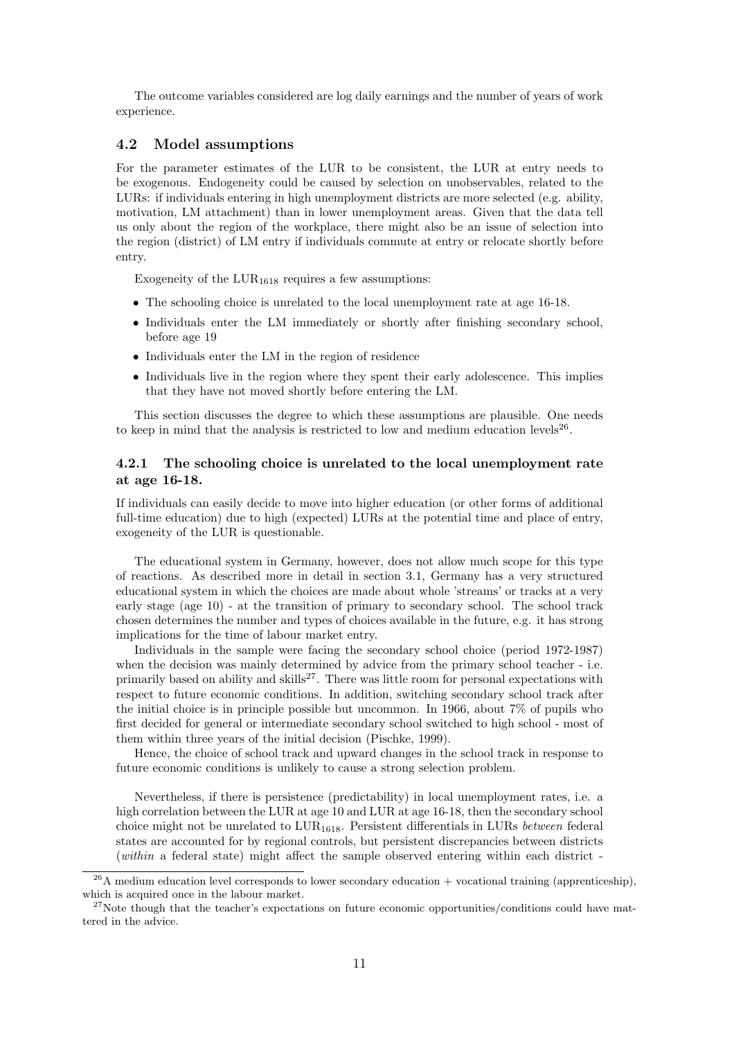The outcome variables considered are log daily earnings and the number of years of work experience.

### 4.2 Model assumptions

For the parameter estimates of the LUR to be consistent, the LUR at entry needs to be exogenous. Endogeneity could be caused by selection on unobservables, related to the LURs: if individuals entering in high unemployment districts are more selected (e.g. ability, motivation, LM attachment) than in lower unemployment areas. Given that the data tell us only about the region of the workplace, there might also be an issue of selection into the region (district) of LM entry if individuals commute at entry or relocate shortly before entry.

Exogeneity of the $LUR_{1618}$ requires a few assumptions:

- The schooling choice is unrelated to the local unemployment rate at age 16-18.
- Individuals enter the LM immediately or shortly after finishing secondary school, before age 19
- Individuals enter the LM in the region of residence
- Individuals live in the region where they spent their early adolescence. This implies that they have not moved shortly before entering the LM.

This section discusses the degree to which these assumptions are plausible. One needs to keep in mind that the analysis is restricted to low and medium education levels[26].

#### 4.2.1 The schooling choice is unrelated to the local unemployment rate at age 16-18.

If individuals can easily decide to move into higher education (or other forms of additional full-time education) due to high (expected) LURs at the potential time and place of entry, exogeneity of the LUR is questionable.

The educational system in Germany, however, does not allow much scope for this type of reactions. As described more in detail in section 3.1, Germany has a very structured educational system in which the choices are made about whole 'streams' or tracks at a very early stage (age 10) - at the transition of primary to secondary school. The school track chosen determines the number and types of choices available in the future, e.g. it has strong implications for the time of labour market entry.

Individuals in the sample were facing the secondary school choice (period 1972-1987) when the decision was mainly determined by advice from the primary school teacher - i.e. primarily based on ability and skills[27]. There was little room for personal expectations with respect to future economic conditions. In addition, switching secondary school track after the initial choice is in principle possible but uncommon. In 1966, about 7% of pupils who first decided for general or intermediate secondary school switched to high school - most of them within three years of the initial decision (Pischke, 1999).

Hence, the choice of school track and upward changes in the school track in response to future economic conditions is unlikely to cause a strong selection problem.

Nevertheless, if there is persistence (predictability) in local unemployment rates, i.e. a high correlation between the LUR at age 10 and LUR at age 16-18, then the secondary school choice might not be unrelated to $LUR_{1618}$. Persistent differentials in LURs *between* federal states are accounted for by regional controls, but persistent discrepancies between districts (*within* a federal state) might affect the sample observed entering within each district -

[26] A medium education level corresponds to lower secondary education + vocational training (apprenticeship), which is acquired once in the labour market.

[27] Note though that the teacher's expectations on future economic opportunities/conditions could have mattered in the advice.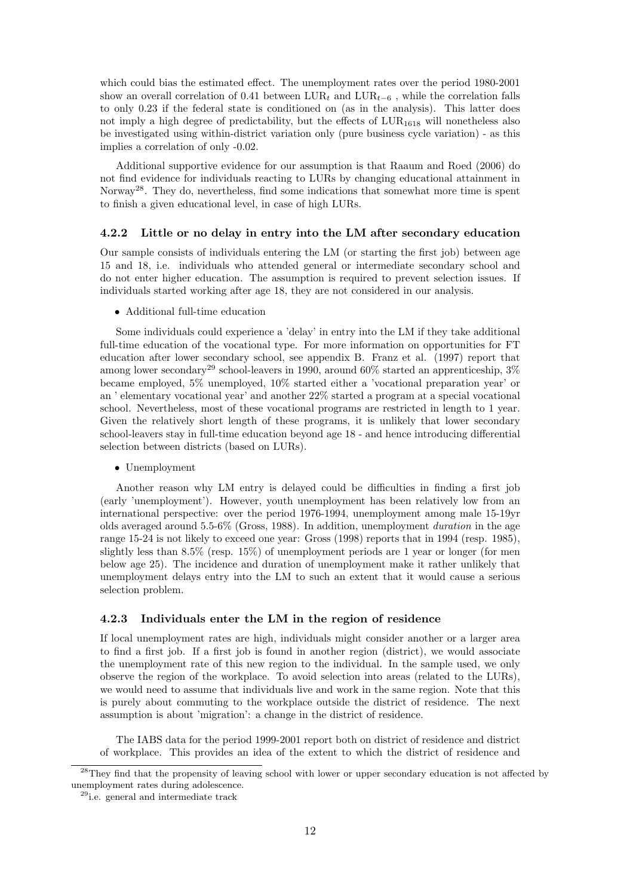which could bias the estimated effect. The unemployment rates over the period 1980-2001 show an overall correlation of 0.41 between $\text{LUR}_t$ and $\text{LUR}_{t-6}$ , while the correlation falls to only 0.23 if the federal state is conditioned on (as in the analysis). This latter does not imply a high degree of predictability, but the effects of $\text{LUR}_{1618}$ will nonetheless also be investigated using within-district variation only (pure business cycle variation) - as this implies a correlation of only -0.02.

Additional supportive evidence for our assumption is that Raaum and Roed (2006) do not find evidence for individuals reacting to LURs by changing educational attainment in Norway[28]. They do, nevertheless, find some indications that somewhat more time is spent to finish a given educational level, in case of high LURs.

### 4.2.2 Little or no delay in entry into the LM after secondary education

Our sample consists of individuals entering the LM (or starting the first job) between age 15 and 18, i.e. individuals who attended general or intermediate secondary school and do not enter higher education. The assumption is required to prevent selection issues. If individuals started working after age 18, they are not considered in our analysis.

- Additional full-time education

Some individuals could experience a 'delay' in entry into the LM if they take additional full-time education of the vocational type. For more information on opportunities for FT education after lower secondary school, see appendix B. Franz et al. (1997) report that among lower secondary[29] school-leavers in 1990, around 60% started an apprenticeship, 3% became employed, 5% unemployed, 10% started either a 'vocational preparation year' or an ' elementary vocational year' and another 22% started a program at a special vocational school. Nevertheless, most of these vocational programs are restricted in length to 1 year. Given the relatively short length of these programs, it is unlikely that lower secondary school-leavers stay in full-time education beyond age 18 - and hence introducing differential selection between districts (based on LURs).

- Unemployment

Another reason why LM entry is delayed could be difficulties in finding a first job (early 'unemployment'). However, youth unemployment has been relatively low from an international perspective: over the period 1976-1994, unemployment among male 15-19yr olds averaged around 5.5-6% (Gross, 1988). In addition, unemployment *duration* in the age range 15-24 is not likely to exceed one year: Gross (1998) reports that in 1994 (resp. 1985), slightly less than 8.5% (resp. 15%) of unemployment periods are 1 year or longer (for men below age 25). The incidence and duration of unemployment make it rather unlikely that unemployment delays entry into the LM to such an extent that it would cause a serious selection problem.

### 4.2.3 Individuals enter the LM in the region of residence

If local unemployment rates are high, individuals might consider another or a larger area to find a first job. If a first job is found in another region (district), we would associate the unemployment rate of this new region to the individual. In the sample used, we only observe the region of the workplace. To avoid selection into areas (related to the LURs), we would need to assume that individuals live and work in the same region. Note that this is purely about commuting to the workplace outside the district of residence. The next assumption is about 'migration': a change in the district of residence.

The IABS data for the period 1999-2001 report both on district of residence and district of workplace. This provides an idea of the extent to which the district of residence and

[28] They find that the propensity of leaving school with lower or upper secondary education is not affected by unemployment rates during adolescence.

[29] i.e. general and intermediate track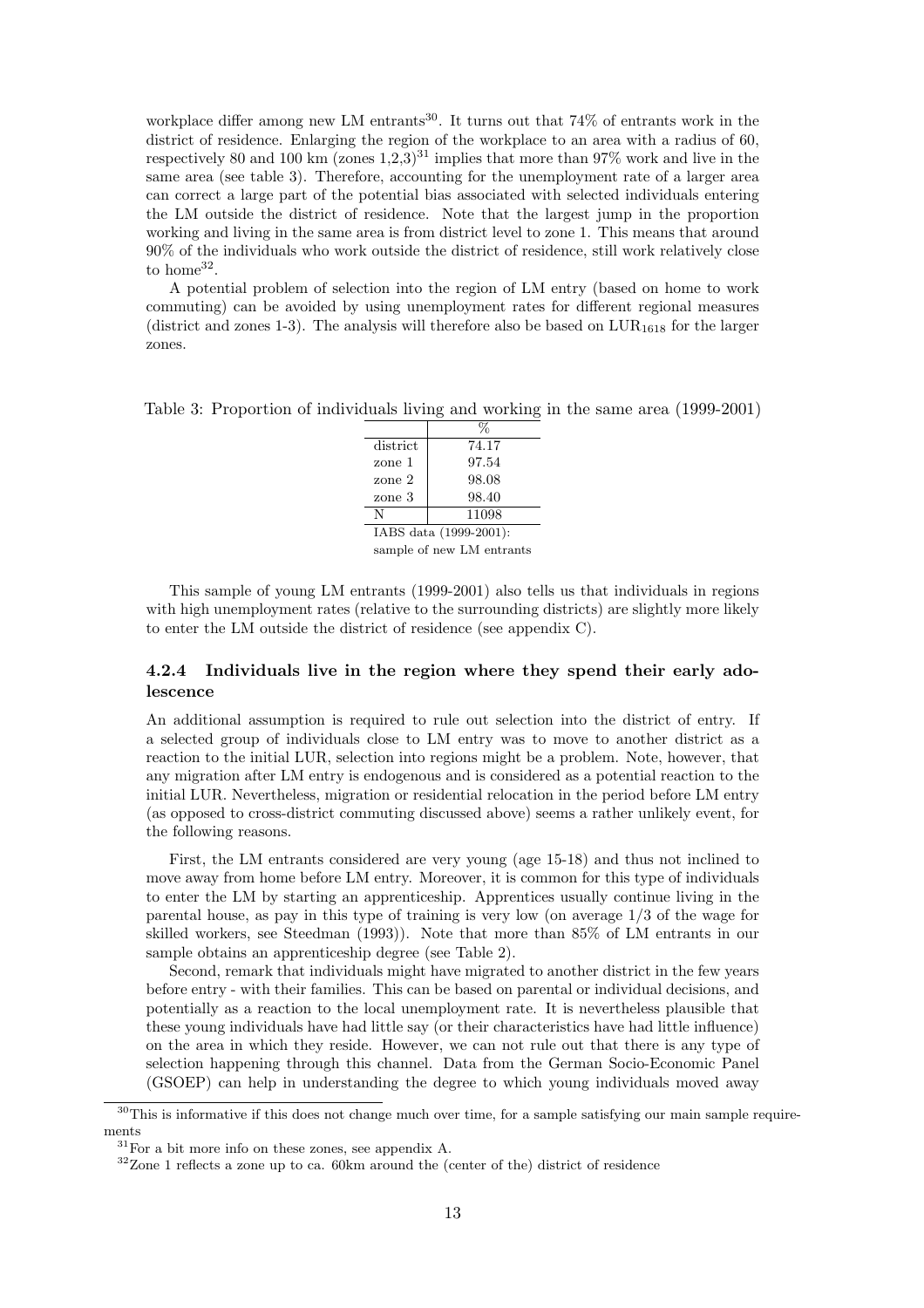workplace differ among new LM entrants[30]. It turns out that 74% of entrants work in the district of residence. Enlarging the region of the workplace to an area with a radius of 60, respectively 80 and 100 km (zones 1,2,3)[31] implies that more than 97% work and live in the same area (see table 3). Therefore, accounting for the unemployment rate of a larger area can correct a large part of the potential bias associated with selected individuals entering the LM outside the district of residence. Note that the largest jump in the proportion working and living in the same area is from district level to zone 1. This means that around 90% of the individuals who work outside the district of residence, still work relatively close to home[32].

A potential problem of selection into the region of LM entry (based on home to work commuting) can be avoided by using unemployment rates for different regional measures (district and zones 1-3). The analysis will therefore also be based on $LUR_{1618}$ for the larger zones.

Table 3: Proportion of individuals living and working in the same area (1999-2001)

| | % |
|---|---|
| district | 74.17 |
| zone 1 | 97.54 |
| zone 2 | 98.08 |
| zone 3 | 98.40 |
| N | 11098 |

IABS data (1999-2001): sample of new LM entrants

This sample of young LM entrants (1999-2001) also tells us that individuals in regions with high unemployment rates (relative to the surrounding districts) are slightly more likely to enter the LM outside the district of residence (see appendix C).

### 4.2.4 Individuals live in the region where they spend their early adolescence

An additional assumption is required to rule out selection into the district of entry. If a selected group of individuals close to LM entry was to move to another district as a reaction to the initial LUR, selection into regions might be a problem. Note, however, that any migration after LM entry is endogenous and is considered as a potential reaction to the initial LUR. Nevertheless, migration or residential relocation in the period before LM entry (as opposed to cross-district commuting discussed above) seems a rather unlikely event, for the following reasons.

First, the LM entrants considered are very young (age 15-18) and thus not inclined to move away from home before LM entry. Moreover, it is common for this type of individuals to enter the LM by starting an apprenticeship. Apprentices usually continue living in the parental house, as pay in this type of training is very low (on average 1/3 of the wage for skilled workers, see Steedman (1993)). Note that more than 85% of LM entrants in our sample obtains an apprenticeship degree (see Table 2).

Second, remark that individuals might have migrated to another district in the few years before entry - with their families. This can be based on parental or individual decisions, and potentially as a reaction to the local unemployment rate. It is nevertheless plausible that these young individuals have had little say (or their characteristics have had little influence) on the area in which they reside. However, we can not rule out that there is any type of selection happening through this channel. Data from the German Socio-Economic Panel (GSOEP) can help in understanding the degree to which young individuals moved away

[30] This is informative if this does not change much over time, for a sample satisfying our main sample requirements

[31] For a bit more info on these zones, see appendix A.

[32] Zone 1 reflects a zone up to ca. 60km around the (center of the) district of residence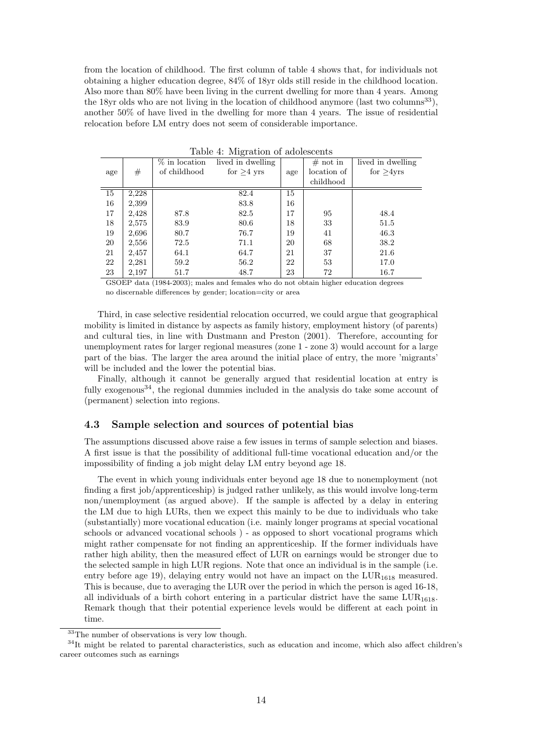from the location of childhood. The first column of table 4 shows that, for individuals not obtaining a higher education degree, 84% of 18yr olds still reside in the childhood location. Also more than 80% have been living in the current dwelling for more than 4 years. Among the 18yr olds who are not living in the location of childhood anymore (last two columns[33]), another 50% of have lived in the dwelling for more than 4 years. The issue of residential relocation before LM entry does not seem of considerable importance.

Table 4: Migration of adolescents

| age | # | % in location of childhood | lived in dwelling for ≥4 yrs | age | # not in location of childhood | lived in dwelling for ≥4yrs |
|---|---|---|---|---|---|---|
| 15 | 2,228 | | 82.4 | 15 | | |
| 16 | 2,399 | | 83.8 | 16 | | |
| 17 | 2,428 | 87.8 | 82.5 | 17 | 95 | 48.4 |
| 18 | 2,575 | 83.9 | 80.6 | 18 | 33 | 51.5 |
| 19 | 2,696 | 80.7 | 76.7 | 19 | 41 | 46.3 |
| 20 | 2,556 | 72.5 | 71.1 | 20 | 68 | 38.2 |
| 21 | 2,457 | 64.1 | 64.7 | 21 | 37 | 21.6 |
| 22 | 2,281 | 59.2 | 56.2 | 22 | 53 | 17.0 |
| 23 | 2,197 | 51.7 | 48.7 | 23 | 72 | 16.7 |

GSOEP data (1984-2003); males and females who do not obtain higher education degrees
no discernable differences by gender; location=city or area

Third, in case selective residential relocation occurred, we could argue that geographical mobility is limited in distance by aspects as family history, employment history (of parents) and cultural ties, in line with Dustmann and Preston (2001). Therefore, accounting for unemployment rates for larger regional measures (zone 1 - zone 3) would account for a large part of the bias. The larger the area around the initial place of entry, the more 'migrants' will be included and the lower the potential bias.

Finally, although it cannot be generally argued that residential location at entry is fully exogenous[34], the regional dummies included in the analysis do take some account of (permanent) selection into regions.

### 4.3 Sample selection and sources of potential bias

The assumptions discussed above raise a few issues in terms of sample selection and biases. A first issue is that the possibility of additional full-time vocational education and/or the impossibility of finding a job might delay LM entry beyond age 18.

The event in which young individuals enter beyond age 18 due to nonemployment (not finding a first job/apprenticeship) is judged rather unlikely, as this would involve long-term non/unemployment (as argued above). If the sample is affected by a delay in entering the LM due to high LURs, then we expect this mainly to be due to individuals who take (substantially) more vocational education (i.e. mainly longer programs at special vocational schools or advanced vocational schools ) - as opposed to short vocational programs which might rather compensate for not finding an apprenticeship. If the former individuals have rather high ability, then the measured effect of LUR on earnings would be stronger due to the selected sample in high LUR regions. Note that once an individual is in the sample (i.e. entry before age 19), delaying entry would not have an impact on the $LUR_{1618}$ measured. This is because, due to averaging the LUR over the period in which the person is aged 16-18, all individuals of a birth cohort entering in a particular district have the same $LUR_{1618}$. Remark though that their potential experience levels would be different at each point in time.

[33]The number of observations is very low though.

[34]It might be related to parental characteristics, such as education and income, which also affect children's career outcomes such as earnings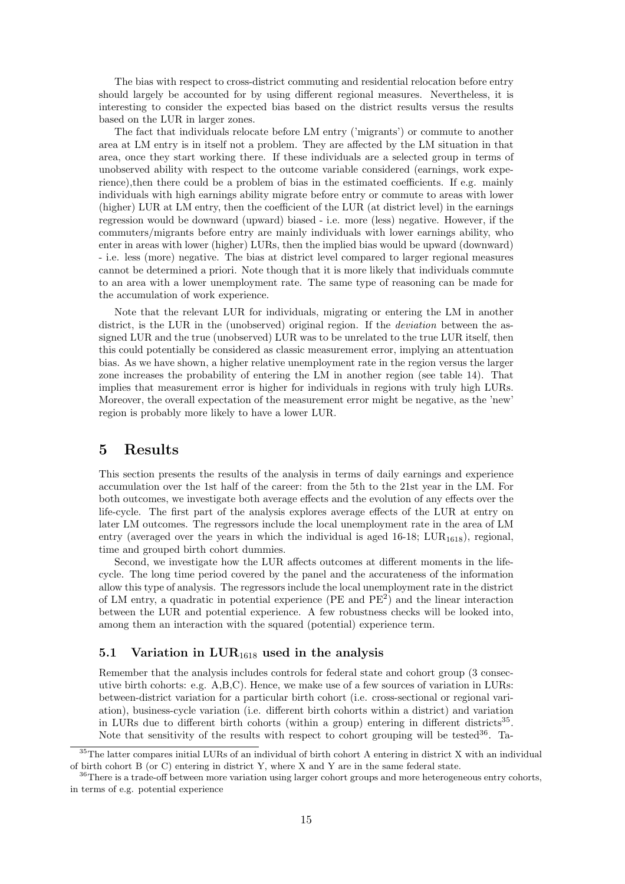The bias with respect to cross-district commuting and residential relocation before entry should largely be accounted for by using different regional measures. Nevertheless, it is interesting to consider the expected bias based on the district results versus the results based on the LUR in larger zones.

The fact that individuals relocate before LM entry ('migrants') or commute to another area at LM entry is in itself not a problem. They are affected by the LM situation in that area, once they start working there. If these individuals are a selected group in terms of unobserved ability with respect to the outcome variable considered (earnings, work experience),then there could be a problem of bias in the estimated coefficients. If e.g. mainly individuals with high earnings ability migrate before entry or commute to areas with lower (higher) LUR at LM entry, then the coefficient of the LUR (at district level) in the earnings regression would be downward (upward) biased - i.e. more (less) negative. However, if the commuters/migrants before entry are mainly individuals with lower earnings ability, who enter in areas with lower (higher) LURs, then the implied bias would be upward (downward) - i.e. less (more) negative. The bias at district level compared to larger regional measures cannot be determined a priori. Note though that it is more likely that individuals commute to an area with a lower unemployment rate. The same type of reasoning can be made for the accumulation of work experience.

Note that the relevant LUR for individuals, migrating or entering the LM in another district, is the LUR in the (unobserved) original region. If the *deviation* between the assigned LUR and the true (unobserved) LUR was to be unrelated to the true LUR itself, then this could potentially be considered as classic measurement error, implying an attentuation bias. As we have shown, a higher relative unemployment rate in the region versus the larger zone increases the probability of entering the LM in another region (see table 14). That implies that measurement error is higher for individuals in regions with truly high LURs. Moreover, the overall expectation of the measurement error might be negative, as the 'new' region is probably more likely to have a lower LUR.

# 5 Results

This section presents the results of the analysis in terms of daily earnings and experience accumulation over the 1st half of the career: from the 5th to the 21st year in the LM. For both outcomes, we investigate both average effects and the evolution of any effects over the life-cycle. The first part of the analysis explores average effects of the LUR at entry on later LM outcomes. The regressors include the local unemployment rate in the area of LM entry (averaged over the years in which the individual is aged 16-18; $\text{LUR}_{1618}$), regional, time and grouped birth cohort dummies.

Second, we investigate how the LUR affects outcomes at different moments in the life-cycle. The long time period covered by the panel and the accurateness of the information allow this type of analysis. The regressors include the local unemployment rate in the district of LM entry, a quadratic in potential experience (PE and $\text{PE}^2$) and the linear interaction between the LUR and potential experience. A few robustness checks will be looked into, among them an interaction with the squared (potential) experience term.

## 5.1 Variation in $\text{LUR}_{1618}$ used in the analysis

Remember that the analysis includes controls for federal state and cohort group (3 consecutive birth cohorts: e.g. A,B,C). Hence, we make use of a few sources of variation in LURs: between-district variation for a particular birth cohort (i.e. cross-sectional or regional variation), business-cycle variation (i.e. different birth cohorts within a district) and variation in LURs due to different birth cohorts (within a group) entering in different districts[35]. Note that sensitivity of the results with respect to cohort grouping will be tested[36]. Ta-

[35] The latter compares initial LURs of an individual of birth cohort A entering in district X with an individual of birth cohort B (or C) entering in district Y, where X and Y are in the same federal state.

[36] There is a trade-off between more variation using larger cohort groups and more heterogeneous entry cohorts, in terms of e.g. potential experience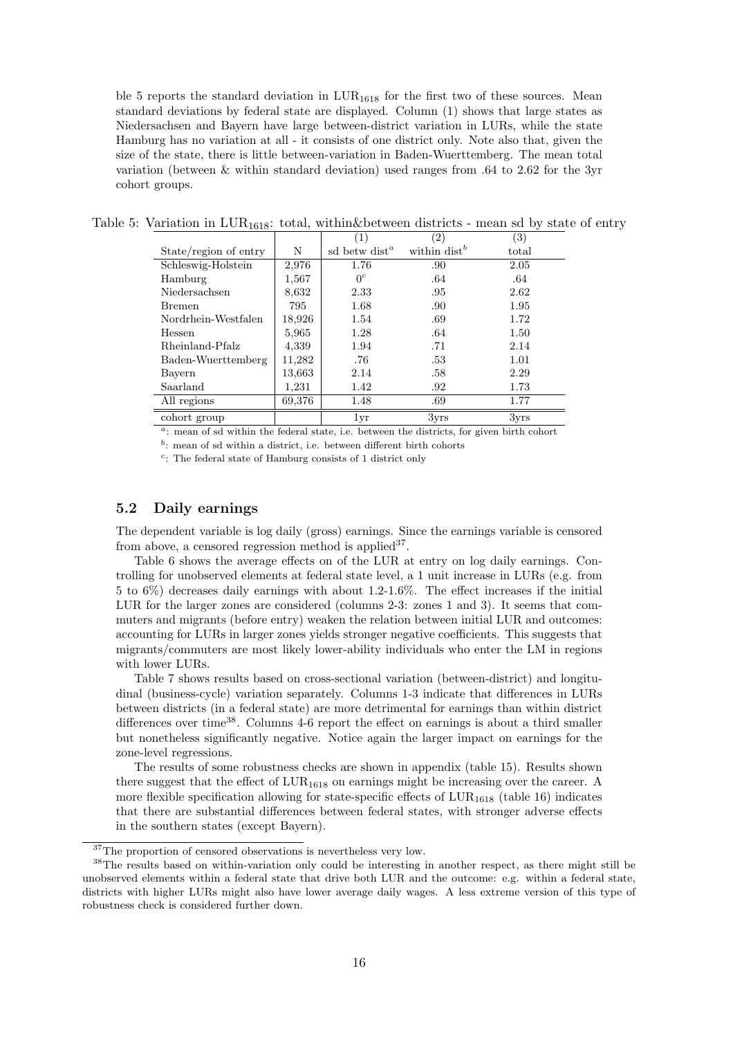ble 5 reports the standard deviation in $LUR_{1618}$ for the first two of these sources. Mean standard deviations by federal state are displayed. Column (1) shows that large states as Niedersachsen and Bayern have large between-district variation in LURs, while the state Hamburg has no variation at all - it consists of one district only. Note also that, given the size of the state, there is little between-variation in Baden-Wuerttemberg. The mean total variation (between & within standard deviation) used ranges from .64 to 2.62 for the 3yr cohort groups.

Table 5: Variation in $LUR_{1618}$: total, within&between districts - mean sd by state of entry

| | | (1) | (2) | (3) |
|---|---|---|---|---|
| State/region of entry | N | sd betw dist[a] | within dist[b] | total |
| Schleswig-Holstein | 2,976 | 1.76 | .90 | 2.05 |
| Hamburg | 1,567 | 0[c] | .64 | .64 |
| Niedersachsen | 8,632 | 2.33 | .95 | 2.62 |
| Bremen | 795 | 1.68 | .90 | 1.95 |
| Nordrhein-Westfalen | 18,926 | 1.54 | .69 | 1.72 |
| Hessen | 5,965 | 1.28 | .64 | 1.50 |
| Rheinland-Pfalz | 4,339 | 1.94 | .71 | 2.14 |
| Baden-Wuerttemberg | 11,282 | .76 | .53 | 1.01 |
| Bayern | 13,663 | 2.14 | .58 | 2.29 |
| Saarland | 1,231 | 1.42 | .92 | 1.73 |
| All regions | 69,376 | 1.48 | .69 | 1.77 |
| cohort group | | 1yr | 3yrs | 3yrs |

[a]: mean of sd within the federal state, i.e. between the districts, for given birth cohort

[b]: mean of sd within a district, i.e. between different birth cohorts

[c]: The federal state of Hamburg consists of 1 district only

### 5.2 Daily earnings

The dependent variable is log daily (gross) earnings. Since the earnings variable is censored from above, a censored regression method is applied[37].

Table 6 shows the average effects on of the LUR at entry on log daily earnings. Controlling for unobserved elements at federal state level, a 1 unit increase in LURs (e.g. from 5 to 6%) decreases daily earnings with about 1.2-1.6%. The effect increases if the initial LUR for the larger zones are considered (columns 2-3: zones 1 and 3). It seems that commuters and migrants (before entry) weaken the relation between initial LUR and outcomes: accounting for LURs in larger zones yields stronger negative coefficients. This suggests that migrants/commuters are most likely lower-ability individuals who enter the LM in regions with lower LURs.

Table 7 shows results based on cross-sectional variation (between-district) and longitudinal (business-cycle) variation separately. Columns 1-3 indicate that differences in LURs between districts (in a federal state) are more detrimental for earnings than within district differences over time[38]. Columns 4-6 report the effect on earnings is about a third smaller but nonetheless significantly negative. Notice again the larger impact on earnings for the zone-level regressions.

The results of some robustness checks are shown in appendix (table 15). Results shown there suggest that the effect of $LUR_{1618}$ on earnings might be increasing over the career. A more flexible specification allowing for state-specific effects of $LUR_{1618}$ (table 16) indicates that there are substantial differences between federal states, with stronger adverse effects in the southern states (except Bayern).

[37]The proportion of censored observations is nevertheless very low.

[38]The results based on within-variation only could be interesting in another respect, as there might still be unobserved elements within a federal state that drive both LUR and the outcome: e.g. within a federal state, districts with higher LURs might also have lower average daily wages. A less extreme version of this type of robustness check is considered further down.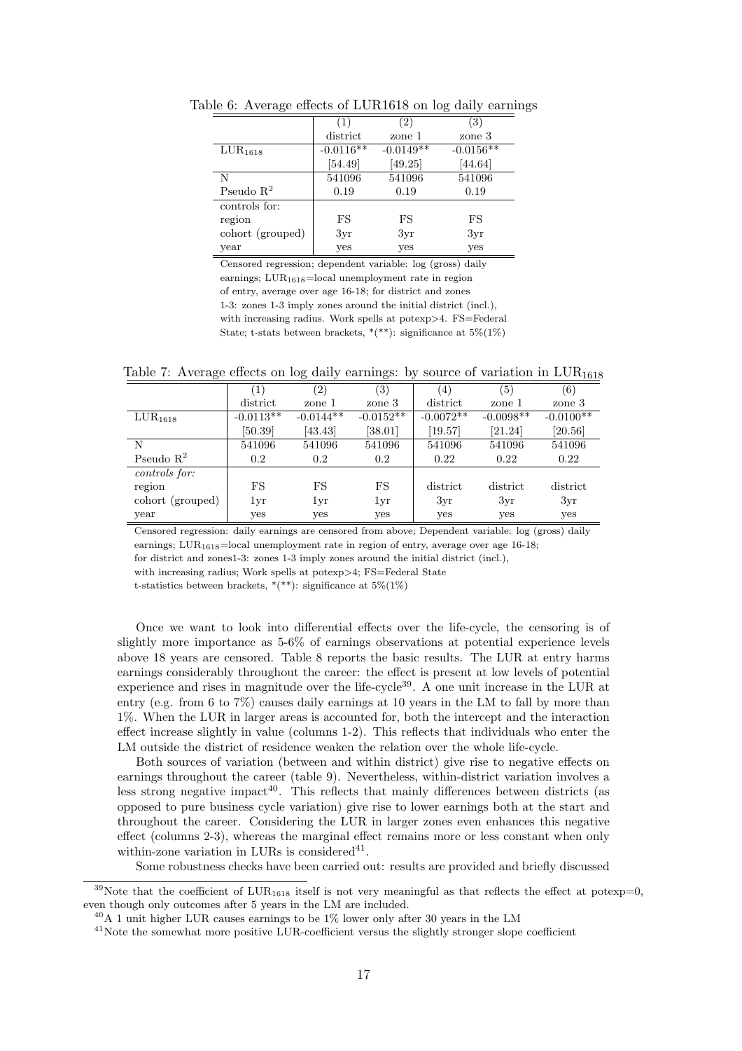Table 6: Average effects of $LUR1618$ on log daily earnings

| | (1) | (2) | (3) |
|---|---|---|---|
| | district | zone 1 | zone 3 |
| $LUR_{1618}$ | -0.0116** | -0.0149** | -0.0156** |
| | [54.49] | [49.25] | [44.64] |
| N | 541096 | 541096 | 541096 |
| Pseudo $R^2$ | 0.19 | 0.19 | 0.19 |
| controls for: | | | |
| region | FS | FS | FS |
| cohort (grouped) | 3yr | 3yr | 3yr |
| year | yes | yes | yes |

Censored regression; dependent variable: log (gross) daily earnings; $LUR_{1618}$=local unemployment rate in region of entry, average over age 16-18; for district and zones 1-3: zones 1-3 imply zones around the initial district (incl.), with increasing radius. Work spells at potexp>4. FS=Federal State; t-stats between brackets, *(**): significance at 5%(1%)

Table 7: Average effects on log daily earnings: by source of variation in $LUR_{1618}$

| | (1) | (2) | (3) | (4) | (5) | (6) |
|---|---|---|---|---|---|---|
| | district | zone 1 | zone 3 | district | zone 1 | zone 3 |
| $LUR_{1618}$ | -0.0113** | -0.0144** | -0.0152** | -0.0072** | -0.0098** | -0.0100** |
| | [50.39] | [43.43] | [38.01] | [19.57] | [21.24] | [20.56] |
| N | 541096 | 541096 | 541096 | 541096 | 541096 | 541096 |
| Pseudo $R^2$ | 0.2 | 0.2 | 0.2 | 0.22 | 0.22 | 0.22 |
| *controls for:* | | | | | | |
| region | FS | FS | FS | district | district | district |
| cohort (grouped) | 1yr | 1yr | 1yr | 3yr | 3yr | 3yr |
| year | yes | yes | yes | yes | yes | yes |

Censored regression: daily earnings are censored from above; Dependent variable: log (gross) daily earnings; $LUR_{1618}$=local unemployment rate in region of entry, average over age 16-18; for district and zones1-3: zones 1-3 imply zones around the initial district (incl.), with increasing radius; Work spells at potexp>4; FS=Federal State t-statistics between brackets, *(**): significance at 5%(1%)

Once we want to look into differential effects over the life-cycle, the censoring is of slightly more importance as 5-6% of earnings observations at potential experience levels above 18 years are censored. Table 8 reports the basic results. The LUR at entry harms earnings considerably throughout the career: the effect is present at low levels of potential experience and rises in magnitude over the life-cycle[39]. A one unit increase in the LUR at entry (e.g. from 6 to 7%) causes daily earnings at 10 years in the LM to fall by more than 1%. When the LUR in larger areas is accounted for, both the intercept and the interaction effect increase slightly in value (columns 1-2). This reflects that individuals who enter the LM outside the district of residence weaken the relation over the whole life-cycle.

Both sources of variation (between and within district) give rise to negative effects on earnings throughout the career (table 9). Nevertheless, within-district variation involves a less strong negative impact[40]. This reflects that mainly differences between districts (as opposed to pure business cycle variation) give rise to lower earnings both at the start and throughout the career. Considering the LUR in larger zones even enhances this negative effect (columns 2-3), whereas the marginal effect remains more or less constant when only within-zone variation in LURs is considered[41].

Some robustness checks have been carried out: results are provided and briefly discussed

[39]Note that the coefficient of $LUR_{1618}$ itself is not very meaningful as that reflects the effect at potexp=0, even though only outcomes after 5 years in the LM are included.

[40]A 1 unit higher LUR causes earnings to be 1% lower only after 30 years in the LM

[41]Note the somewhat more positive LUR-coefficient versus the slightly stronger slope coefficient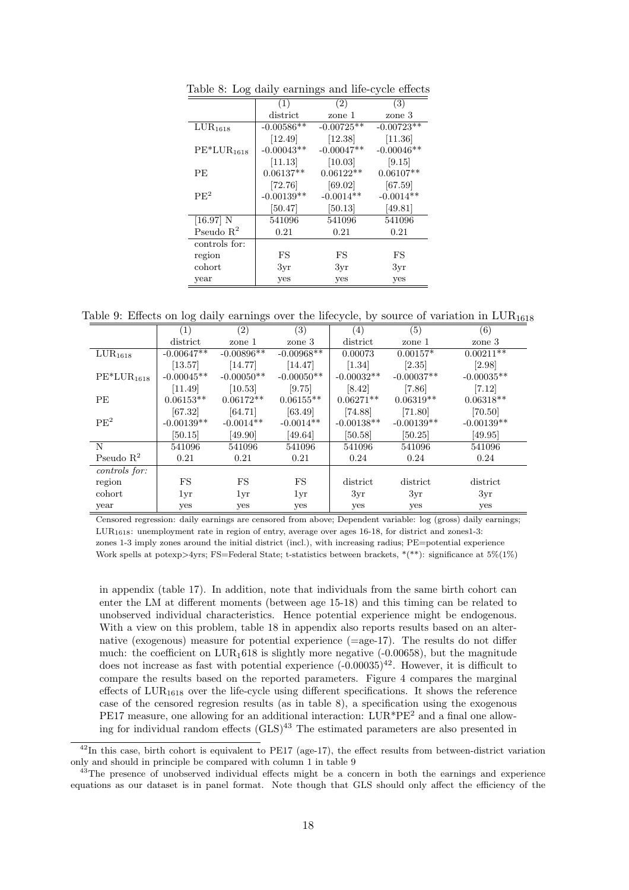Table 8: Log daily earnings and life-cycle effects

| | (1) | (2) | (3) |
|---|---|---|---|
| | district | zone 1 | zone 3 |
| $LUR_{1618}$ | -0.00586** | -0.00725** | -0.00723** |
| | [12.49] | [12.38] | [11.36] |
| $PE*LUR_{1618}$ | -0.00043** | -0.00047** | -0.00046** |
| | [11.13] | [10.03] | [9.15] |
| PE | 0.06137** | 0.06122** | 0.06107** |
| | [72.76] | [69.02] | [67.59] |
| $PE^2$ | -0.00139** | -0.0014** | -0.0014** |
| | [50.47] | [50.13] | [49.81] |
| [16.97] N | 541096 | 541096 | 541096 |
| Pseudo $R^2$ | 0.21 | 0.21 | 0.21 |
| controls for: | | | |
| region | FS | FS | FS |
| cohort | 3yr | 3yr | 3yr |
| year | yes | yes | yes |

Table 9: Effects on log daily earnings over the lifecycle, by source of variation in $LUR_{1618}$

| | (1) | (2) | (3) | (4) | (5) | (6) |
|---|---|---|---|---|---|---|
| | district | zone 1 | zone 3 | district | zone 1 | zone 3 |
| $LUR_{1618}$ | -0.00647** | -0.00896** | -0.00968** | 0.00073 | 0.00157* | 0.00211** |
| | [13.57] | [14.77] | [14.47] | [1.34] | [2.35] | [2.98] |
| $PE*LUR_{1618}$ | -0.00045** | -0.00050** | -0.00050** | -0.00032** | -0.00037** | -0.00035** |
| | [11.49] | [10.53] | [9.75] | [8.42] | [7.86] | [7.12] |
| PE | 0.06153** | 0.06172** | 0.06155** | 0.06271** | 0.06319** | 0.06318** |
| | [67.32] | [64.71] | [63.49] | [74.88] | [71.80] | [70.50] |
| $PE^2$ | -0.00139** | -0.0014** | -0.0014** | -0.00138** | -0.00139** | -0.00139** |
| | [50.15] | [49.90] | [49.64] | [50.58] | [50.25] | [49.95] |
| N | 541096 | 541096 | 541096 | 541096 | 541096 | 541096 |
| Pseudo $R^2$ | 0.21 | 0.21 | 0.21 | 0.24 | 0.24 | 0.24 |
| *controls for:* | | | | | | |
| region | FS | FS | FS | district | district | district |
| cohort | 1yr | 1yr | 1yr | 3yr | 3yr | 3yr |
| year | yes | yes | yes | yes | yes | yes |

Censored regression: daily earnings are censored from above; Dependent variable: log (gross) daily earnings; $LUR_{1618}$: unemployment rate in region of entry, average over ages 16-18, for district and zones1-3: zones 1-3 imply zones around the initial district (incl.), with increasing radius; PE=potential experience Work spells at potexp>4yrs; FS=Federal State; t-statistics between brackets, *(**): significance at 5%(1%)

in appendix (table 17). In addition, note that individuals from the same birth cohort can enter the LM at different moments (between age 15-18) and this timing can be related to unobserved individual characteristics. Hence potential experience might be endogenous. With a view on this problem, table 18 in appendix also reports results based on an alternative (exogenous) measure for potential experience (=age-17). The results do not differ much: the coefficient on $LUR_1618$ is slightly more negative (-0.00658), but the magnitude does not increase as fast with potential experience (-0.00035)[42]. However, it is difficult to compare the results based on the reported parameters. Figure 4 compares the marginal effects of $LUR_{1618}$ over the life-cycle using different specifications. It shows the reference case of the censored regresion results (as in table 8), a specification using the exogenous PE17 measure, one allowing for an additional interaction: $LUR*PE^2$ and a final one allowing for individual random effects (GLS)[43] The estimated parameters are also presented in

[42]In this case, birth cohort is equivalent to PE17 (age-17), the effect results from between-district variation only and should in principle be compared with column 1 in table 9

[43]The presence of unobserved individual effects might be a concern in both the earnings and experience equations as our dataset is in panel format. Note though that GLS should only affect the efficiency of the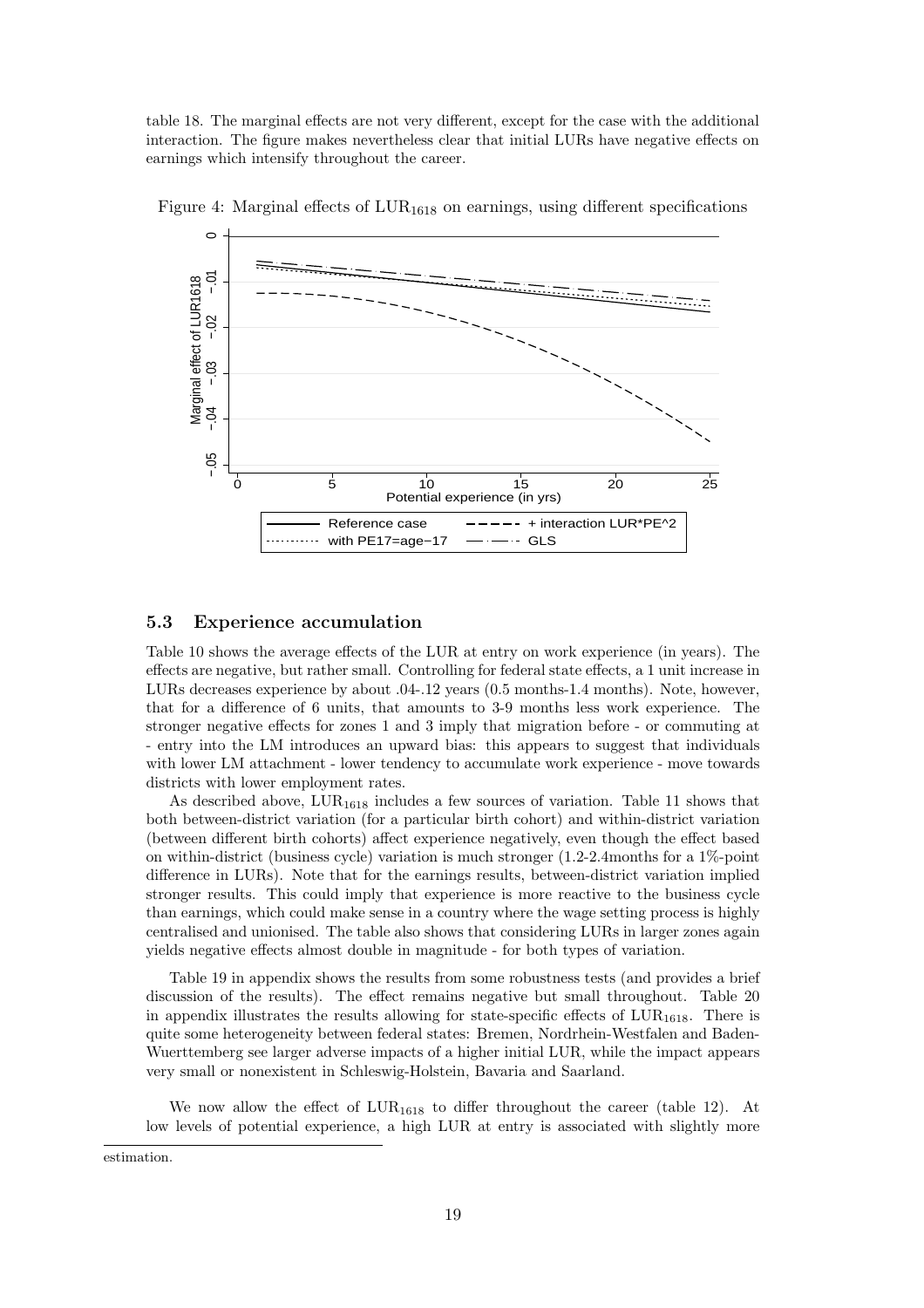table 18. The marginal effects are not very different, except for the case with the additional interaction. The figure makes nevertheless clear that initial LURs have negative effects on earnings which intensify throughout the career.

Figure 4: Marginal effects of $\text{LUR}_{1618}$ on earnings, using different specifications

## 5.3 Experience accumulation

Table 10 shows the average effects of the LUR at entry on work experience (in years). The effects are negative, but rather small. Controlling for federal state effects, a 1 unit increase in LURs decreases experience by about .04-.12 years (0.5 months-1.4 months). Note, however, that for a difference of 6 units, that amounts to 3-9 months less work experience. The stronger negative effects for zones 1 and 3 imply that migration before - or commuting at - entry into the LM introduces an upward bias: this appears to suggest that individuals with lower LM attachment - lower tendency to accumulate work experience - move towards districts with lower employment rates.

As described above, $\text{LUR}_{1618}$ includes a few sources of variation. Table 11 shows that both between-district variation (for a particular birth cohort) and within-district variation (between different birth cohorts) affect experience negatively, even though the effect based on within-district (business cycle) variation is much stronger (1.2-2.4months for a 1%-point difference in LURs). Note that for the earnings results, between-district variation implied stronger results. This could imply that experience is more reactive to the business cycle than earnings, which could make sense in a country where the wage setting process is highly centralised and unionised. The table also shows that considering LURs in larger zones again yields negative effects almost double in magnitude - for both types of variation.

Table 19 in appendix shows the results from some robustness tests (and provides a brief discussion of the results). The effect remains negative but small throughout. Table 20 in appendix illustrates the results allowing for state-specific effects of $\text{LUR}_{1618}$. There is quite some heterogeneity between federal states: Bremen, Nordrhein-Westfalen and Baden-Wuerttemberg see larger adverse impacts of a higher initial LUR, while the impact appears very small or nonexistent in Schleswig-Holstein, Bavaria and Saarland.

We now allow the effect of $\text{LUR}_{1618}$ to differ throughout the career (table 12). At low levels of potential experience, a high LUR at entry is associated with slightly more

estimation.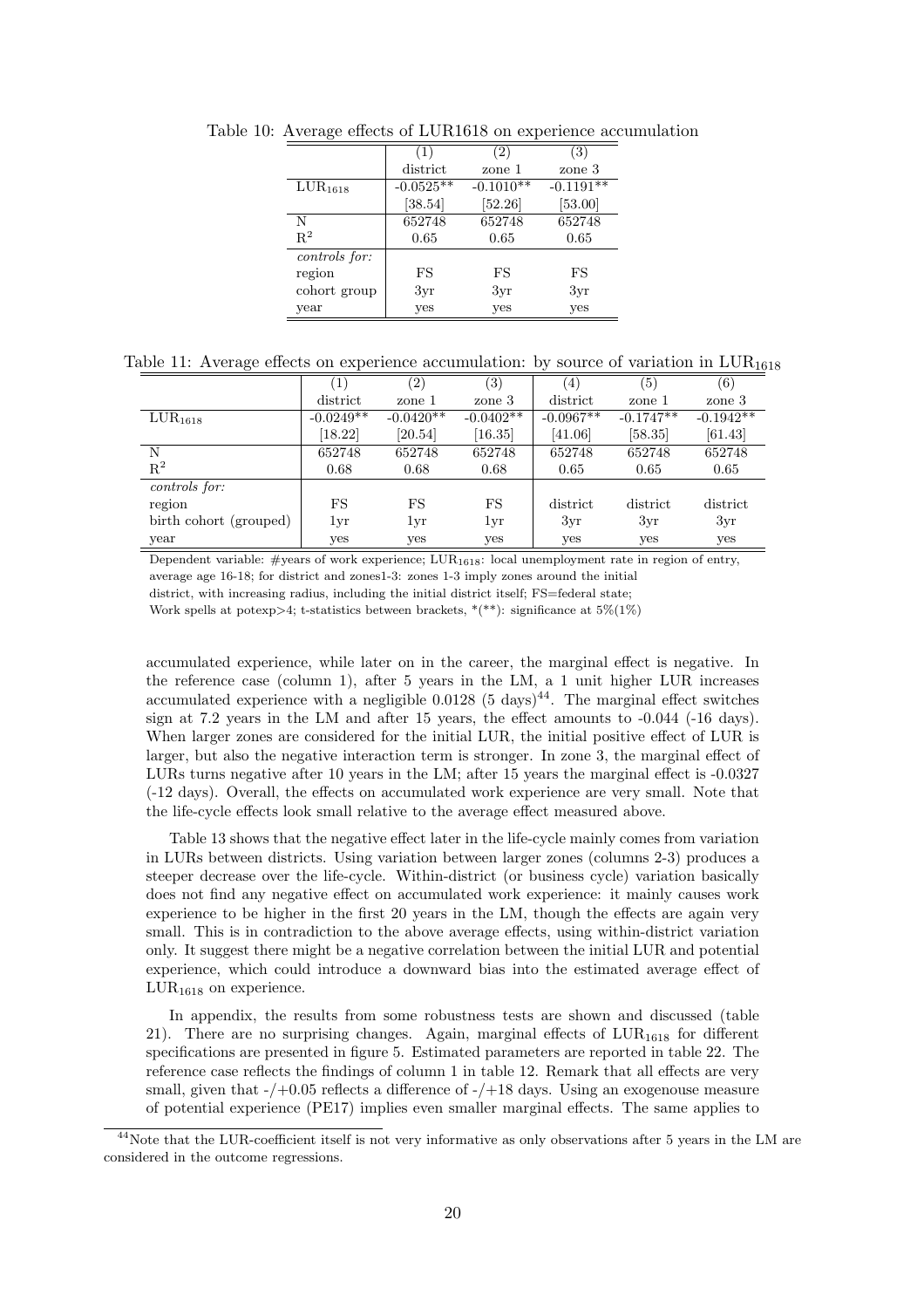Table 10: Average effects of LUR1618 on experience accumulation

| | (1) | (2) | (3) |
|---|---|---|---|
| | district | zone 1 | zone 3 |
| $LUR_{1618}$ | -0.0525** | -0.1010** | -0.1191** |
| | [38.54] | [52.26] | [53.00] |
| N | 652748 | 652748 | 652748 |
| $R^2$ | 0.65 | 0.65 | 0.65 |
| *controls for:* | | | |
| region | FS | FS | FS |
| cohort group | 3yr | 3yr | 3yr |
| year | yes | yes | yes |

Table 11: Average effects on experience accumulation: by source of variation in $LUR_{1618}$

| | (1) | (2) | (3) | (4) | (5) | (6) |
|---|---|---|---|---|---|---|
| | district | zone 1 | zone 3 | district | zone 1 | zone 3 |
| $LUR_{1618}$ | -0.0249** | -0.0420** | -0.0402** | -0.0967** | -0.1747** | -0.1942** |
| | [18.22] | [20.54] | [16.35] | [41.06] | [58.35] | [61.43] |
| N | 652748 | 652748 | 652748 | 652748 | 652748 | 652748 |
| $R^2$ | 0.68 | 0.68 | 0.68 | 0.65 | 0.65 | 0.65 |
| *controls for:* | | | | | | |
| region | FS | FS | FS | district | district | district |
| birth cohort (grouped) | 1yr | 1yr | 1yr | 3yr | 3yr | 3yr |
| year | yes | yes | yes | yes | yes | yes |

Dependent variable: #years of work experience; $LUR_{1618}$: local unemployment rate in region of entry, average age 16-18; for district and zones1-3: zones 1-3 imply zones around the initial district, with increasing radius, including the initial district itself; FS=federal state; Work spells at potexp>4; t-statistics between brackets, *(**): significance at 5%(1%)

accumulated experience, while later on in the career, the marginal effect is negative. In the reference case (column 1), after 5 years in the LM, a 1 unit higher LUR increases accumulated experience with a negligible 0.0128 (5 days)[44]. The marginal effect switches sign at 7.2 years in the LM and after 15 years, the effect amounts to -0.044 (-16 days). When larger zones are considered for the initial LUR, the initial positive effect of LUR is larger, but also the negative interaction term is stronger. In zone 3, the marginal effect of LURs turns negative after 10 years in the LM; after 15 years the marginal effect is -0.0327 (-12 days). Overall, the effects on accumulated work experience are very small. Note that the life-cycle effects look small relative to the average effect measured above.

Table 13 shows that the negative effect later in the life-cycle mainly comes from variation in LURs between districts. Using variation between larger zones (columns 2-3) produces a steeper decrease over the life-cycle. Within-district (or business cycle) variation basically does not find any negative effect on accumulated work experience: it mainly causes work experience to be higher in the first 20 years in the LM, though the effects are again very small. This is in contradiction to the above average effects, using within-district variation only. It suggest there might be a negative correlation between the initial LUR and potential experience, which could introduce a downward bias into the estimated average effect of $LUR_{1618}$ on experience.

In appendix, the results from some robustness tests are shown and discussed (table 21). There are no surprising changes. Again, marginal effects of $LUR_{1618}$ for different specifications are presented in figure 5. Estimated parameters are reported in table 22. The reference case reflects the findings of column 1 in table 12. Remark that all effects are very small, given that -/+0.05 reflects a difference of -/+18 days. Using an exogenouse measure of potential experience (PE17) implies even smaller marginal effects. The same applies to

[44] Note that the LUR-coefficient itself is not very informative as only observations after 5 years in the LM are considered in the outcome regressions.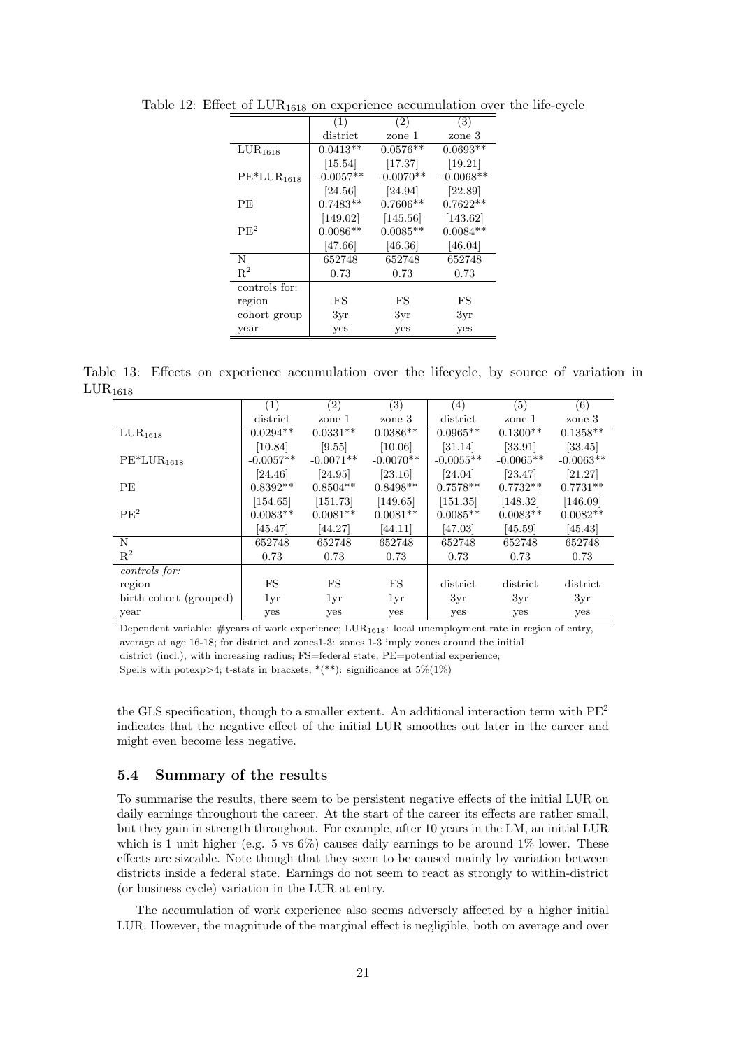Table 12: Effect of $LUR_{1618}$ on experience accumulation over the life-cycle

| | (1) | (2) | (3) |
|---|---|---|---|
| | district | zone 1 | zone 3 |
| $LUR_{1618}$ | 0.0413** | 0.0576** | 0.0693** |
| | [15.54] | [17.37] | [19.21] |
| $PE^*LUR_{1618}$ | -0.0057** | -0.0070** | -0.0068** |
| | [24.56] | [24.94] | [22.89] |
| PE | 0.7483** | 0.7606** | 0.7622** |
| | [149.02] | [145.56] | [143.62] |
| $PE^2$ | 0.0086** | 0.0085** | 0.0084** |
| | [47.66] | [46.36] | [46.04] |
| N | 652748 | 652748 | 652748 |
| $R^2$ | 0.73 | 0.73 | 0.73 |
| controls for: | | | |
| region | FS | FS | FS |
| cohort group | 3yr | 3yr | 3yr |
| year | yes | yes | yes |

Table 13: Effects on experience accumulation over the lifecycle, by source of variation in $LUR_{1618}$

| | (1) | (2) | (3) | (4) | (5) | (6) |
|---|---|---|---|---|---|---|
| | district | zone 1 | zone 3 | district | zone 1 | zone 3 |
| $LUR_{1618}$ | 0.0294** | 0.0331** | 0.0386** | 0.0965** | 0.1300** | 0.1358** |
| | [10.84] | [9.55] | [10.06] | [31.14] | [33.91] | [33.45] |
| $PE^*LUR_{1618}$ | -0.0057** | -0.0071** | -0.0070** | -0.0055** | -0.0065** | -0.0063** |
| | [24.46] | [24.95] | [23.16] | [24.04] | [23.47] | [21.27] |
| PE | 0.8392** | 0.8504** | 0.8498** | 0.7578** | 0.7732** | 0.7731** |
| | [154.65] | [151.73] | [149.65] | [151.35] | [148.32] | [146.09] |
| $PE^2$ | 0.0083** | 0.0081** | 0.0081** | 0.0085** | 0.0083** | 0.0082** |
| | [45.47] | [44.27] | [44.11] | [47.03] | [45.59] | [45.43] |
| N | 652748 | 652748 | 652748 | 652748 | 652748 | 652748 |
| $R^2$ | 0.73 | 0.73 | 0.73 | 0.73 | 0.73 | 0.73 |
| *controls for:* | | | | | | |
| region | FS | FS | FS | district | district | district |
| birth cohort (grouped) | 1yr | 1yr | 1yr | 3yr | 3yr | 3yr |
| year | yes | yes | yes | yes | yes | yes |

Dependent variable: #years of work experience; $LUR_{1618}$: local unemployment rate in region of entry, average at age 16-18; for district and zones1-3: zones 1-3 imply zones around the initial district (incl.), with increasing radius; FS=federal state; PE=potential experience; Spells with potexp>4; t-stats in brackets, *(**): significance at 5%(1%)

the GLS specification, though to a smaller extent. An additional interaction term with $PE^2$ indicates that the negative effect of the initial LUR smoothes out later in the career and might even become less negative.

### 5.4 Summary of the results

To summarise the results, there seem to be persistent negative effects of the initial LUR on daily earnings throughout the career. At the start of the career its effects are rather small, but they gain in strength throughout. For example, after 10 years in the LM, an initial LUR which is 1 unit higher (e.g. 5 vs 6%) causes daily earnings to be around 1% lower. These effects are sizeable. Note though that they seem to be caused mainly by variation between districts inside a federal state. Earnings do not seem to react as strongly to within-district (or business cycle) variation in the LUR at entry.

The accumulation of work experience also seems adversely affected by a higher initial LUR. However, the magnitude of the marginal effect is negligible, both on average and over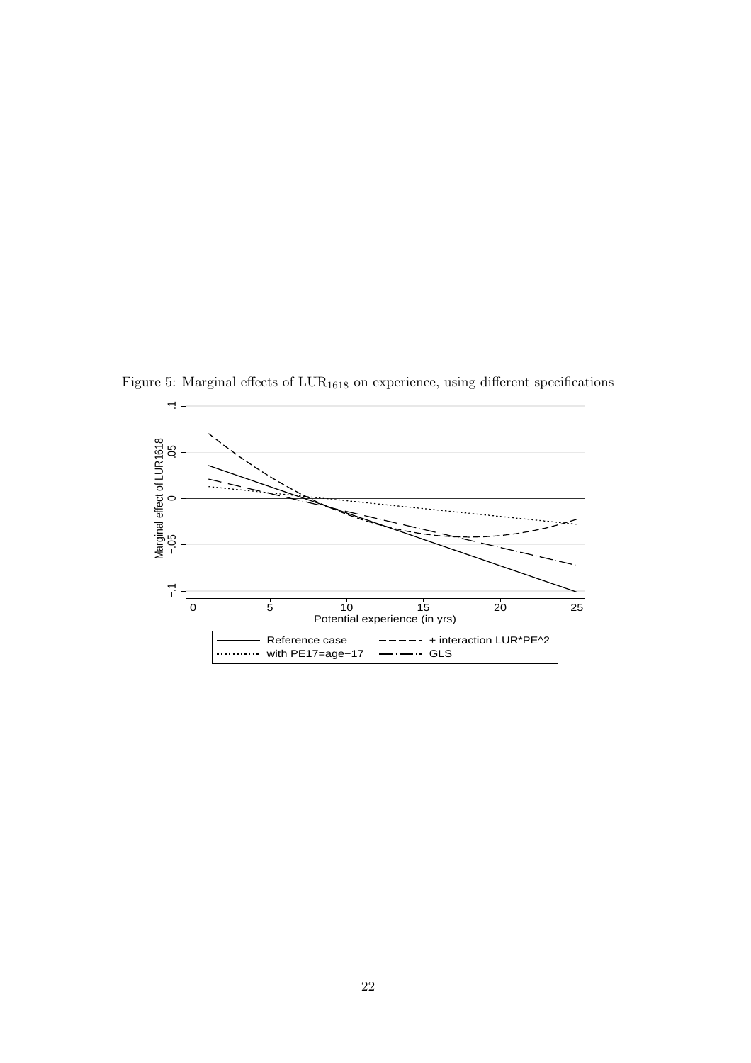Figure 5: Marginal effects of $\text{LUR}_{1618}$ on experience, using different specifications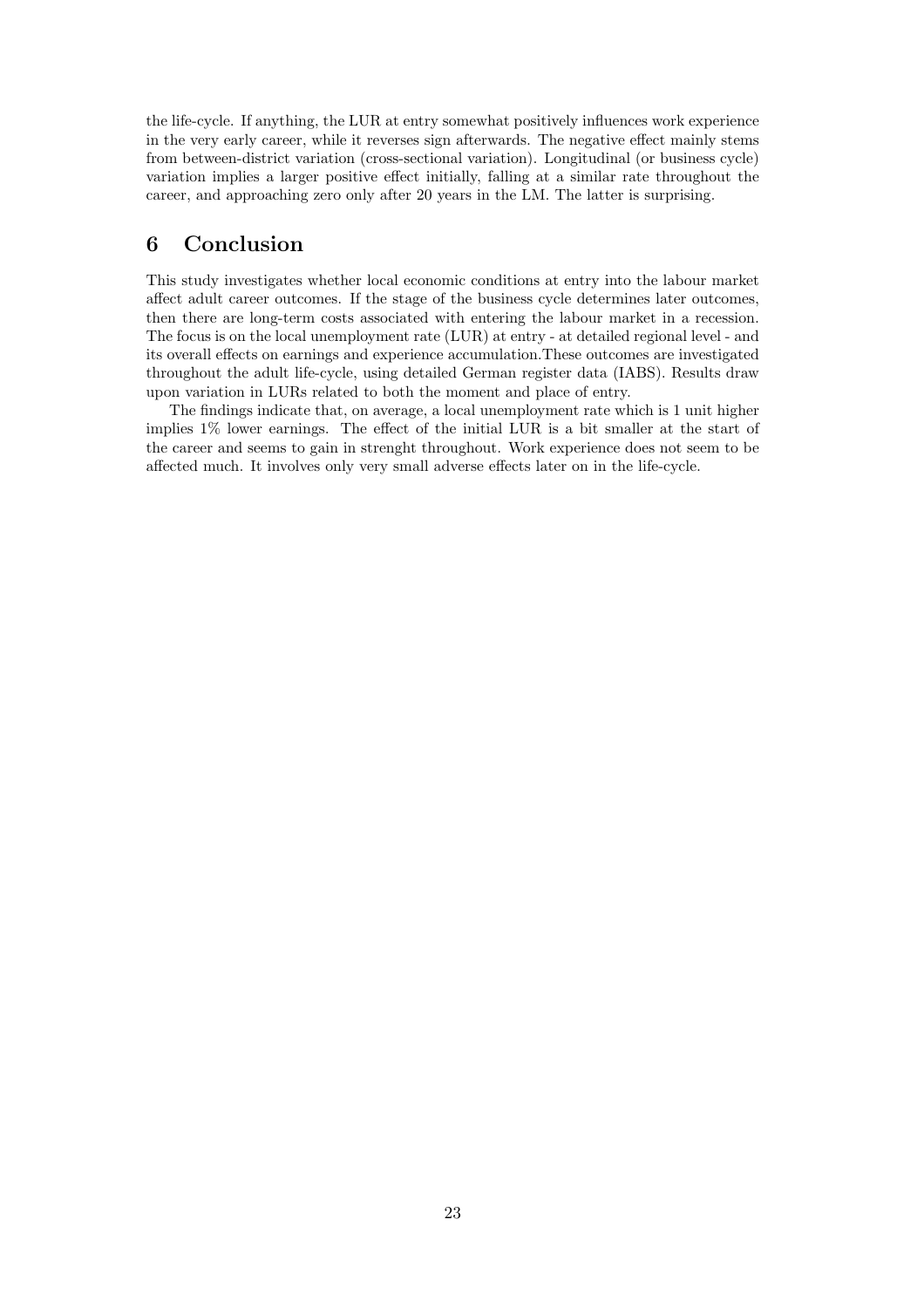the life-cycle. If anything, the LUR at entry somewhat positively influences work experience in the very early career, while it reverses sign afterwards. The negative effect mainly stems from between-district variation (cross-sectional variation). Longitudinal (or business cycle) variation implies a larger positive effect initially, falling at a similar rate throughout the career, and approaching zero only after 20 years in the LM. The latter is surprising.

## 6 Conclusion

This study investigates whether local economic conditions at entry into the labour market affect adult career outcomes. If the stage of the business cycle determines later outcomes, then there are long-term costs associated with entering the labour market in a recession. The focus is on the local unemployment rate (LUR) at entry - at detailed regional level - and its overall effects on earnings and experience accumulation.These outcomes are investigated throughout the adult life-cycle, using detailed German register data (IABS). Results draw upon variation in LURs related to both the moment and place of entry.

The findings indicate that, on average, a local unemployment rate which is 1 unit higher implies 1% lower earnings. The effect of the initial LUR is a bit smaller at the start of the career and seems to gain in strenght throughout. Work experience does not seem to be affected much. It involves only very small adverse effects later on in the life-cycle.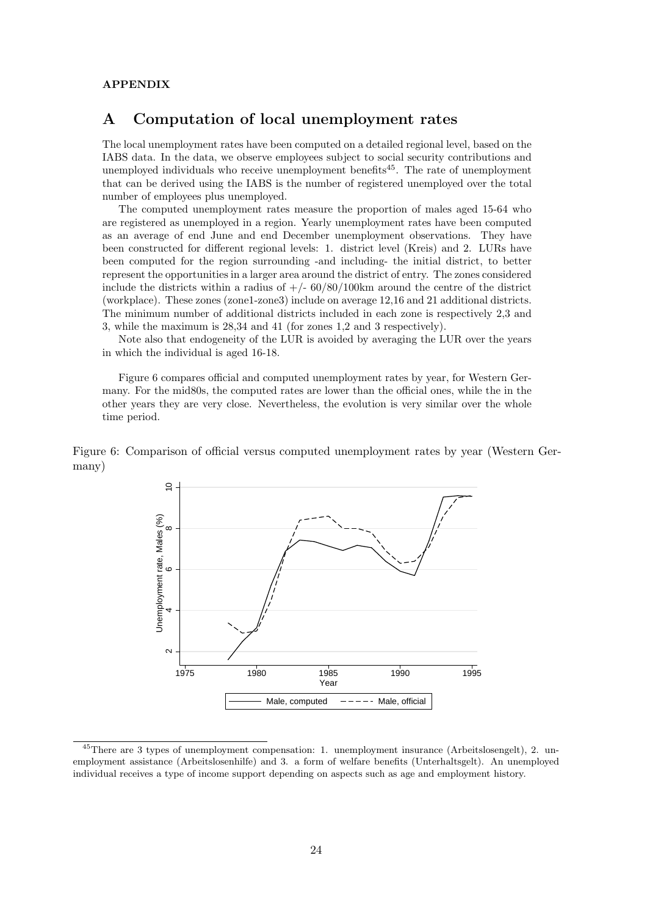**APPENDIX**

# A Computation of local unemployment rates

The local unemployment rates have been computed on a detailed regional level, based on the IABS data. In the data, we observe employees subject to social security contributions and unemployed individuals who receive unemployment benefits[45]. The rate of unemployment that can be derived using the IABS is the number of registered unemployed over the total number of employees plus unemployed.

The computed unemployment rates measure the proportion of males aged 15-64 who are registered as unemployed in a region. Yearly unemployment rates have been computed as an average of end June and end December unemployment observations. They have been constructed for different regional levels: 1. district level (Kreis) and 2. LURs have been computed for the region surrounding -and including- the initial district, to better represent the opportunities in a larger area around the district of entry. The zones considered include the districts within a radius of +/- 60/80/100km around the centre of the district (workplace). These zones (zone1-zone3) include on average 12,16 and 21 additional districts. The minimum number of additional districts included in each zone is respectively 2,3 and 3, while the maximum is 28,34 and 41 (for zones 1,2 and 3 respectively).

Note also that endogeneity of the LUR is avoided by averaging the LUR over the years in which the individual is aged 16-18.

Figure 6 compares official and computed unemployment rates by year, for Western Germany. For the mid80s, the computed rates are lower than the official ones, while the in the other years they are very close. Nevertheless, the evolution is very similar over the whole time period.

Figure 6: Comparison of official versus computed unemployment rates by year (Western Germany)

---

[45] There are 3 types of unemployment compensation: 1. unemployment insurance (Arbeitslosengelt), 2. unemployment assistance (Arbeitslosenhilfe) and 3. a form of welfare benefits (Unterhaltsgelt). An unemployed individual receives a type of income support depending on aspects such as age and employment history.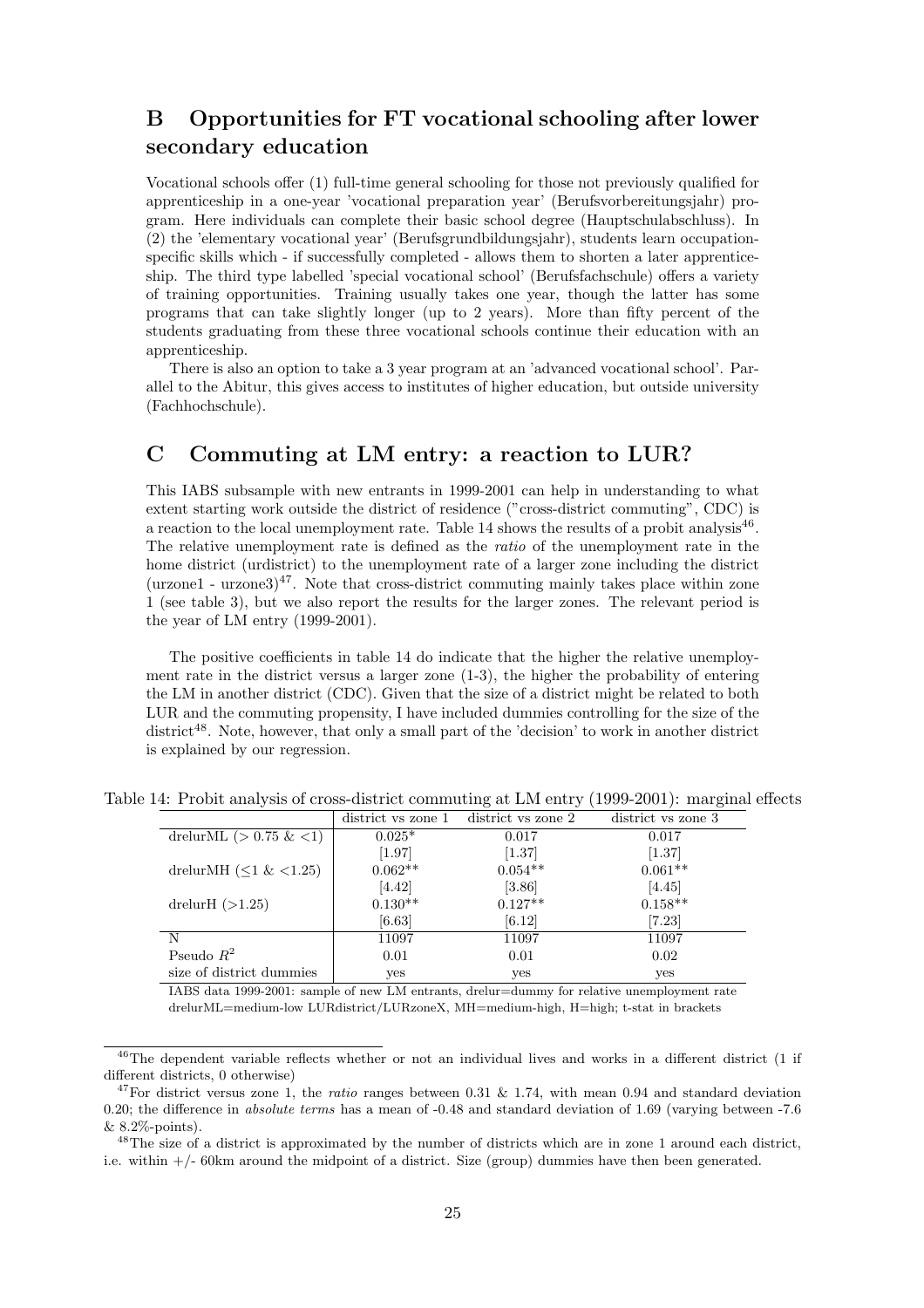# B Opportunities for FT vocational schooling after lower secondary education

Vocational schools offer (1) full-time general schooling for those not previously qualified for apprenticeship in a one-year 'vocational preparation year' (Berufsvorbereitungsjahr) program. Here individuals can complete their basic school degree (Hauptschulabschluss). In (2) the 'elementary vocational year' (Berufsgrundbildungsjahr), students learn occupation-specific skills which - if successfully completed - allows them to shorten a later apprenticeship. The third type labelled 'special vocational school' (Berufsfachschule) offers a variety of training opportunities. Training usually takes one year, though the latter has some programs that can take slightly longer (up to 2 years). More than fifty percent of the students graduating from these three vocational schools continue their education with an apprenticeship.

There is also an option to take a 3 year program at an 'advanced vocational school'. Parallel to the Abitur, this gives access to institutes of higher education, but outside university (Fachhochschule).

# C Commuting at LM entry: a reaction to LUR?

This IABS subsample with new entrants in 1999-2001 can help in understanding to what extent starting work outside the district of residence ("cross-district commuting", CDC) is a reaction to the local unemployment rate. Table 14 shows the results of a probit analysis[46]. The relative unemployment rate is defined as the *ratio* of the unemployment rate in the home district (urdistrict) to the unemployment rate of a larger zone including the district (urzone1 - urzone3)[47]. Note that cross-district commuting mainly takes place within zone 1 (see table 3), but we also report the results for the larger zones. The relevant period is the year of LM entry (1999-2001).

The positive coefficients in table 14 do indicate that the higher the relative unemployment rate in the district versus a larger zone (1-3), the higher the probability of entering the LM in another district (CDC). Given that the size of a district might be related to both LUR and the commuting propensity, I have included dummies controlling for the size of the district[48]. Note, however, that only a small part of the 'decision' to work in another district is explained by our regression.

Table 14: Probit analysis of cross-district commuting at LM entry (1999-2001): marginal effects

| | district vs zone 1 | district vs zone 2 | district vs zone 3 |
|---|---|---|---|
| drelurML ($> 0.75$ & $<1$) | 0.025* | 0.017 | 0.017 |
| | [1.97] | [1.37] | [1.37] |
| drelurMH ($\leq 1$ & $<1.25$) | 0.062** | 0.054** | 0.061** |
| | [4.42] | [3.86] | [4.45] |
| drelurH ($>1.25$) | 0.130** | 0.127** | 0.158** |
| | [6.63] | [6.12] | [7.23] |
| N | 11097 | 11097 | 11097 |
| Pseudo $R^2$ | 0.01 | 0.01 | 0.02 |
| size of district dummies | yes | yes | yes |

IABS data 1999-2001: sample of new LM entrants, drelur=dummy for relative unemployment rate
drelurML=medium-low LURdistrict/LURzoneX, MH=medium-high, H=high; t-stat in brackets

[46] The dependent variable reflects whether or not an individual lives and works in a different district (1 if different districts, 0 otherwise)

[47] For district versus zone 1, the *ratio* ranges between 0.31 & 1.74, with mean 0.94 and standard deviation 0.20; the difference in *absolute terms* has a mean of -0.48 and standard deviation of 1.69 (varying between -7.6 & 8.2%-points).

[48] The size of a district is approximated by the number of districts which are in zone 1 around each district, i.e. within +/- 60km around the midpoint of a district. Size (group) dummies have then been generated.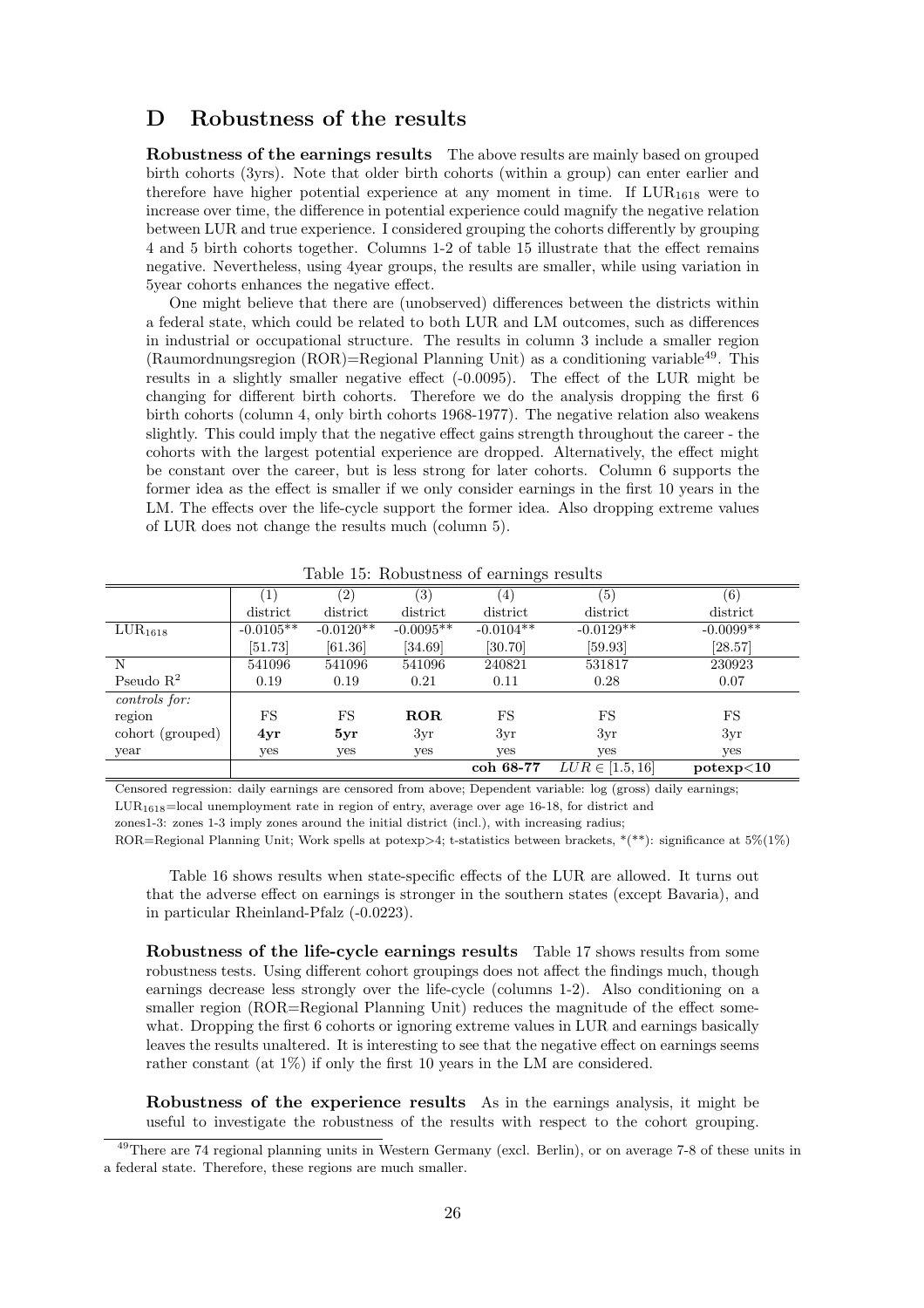# D Robustness of the results

**Robustness of the earnings results** The above results are mainly based on grouped birth cohorts (3yrs). Note that older birth cohorts (within a group) can enter earlier and therefore have higher potential experience at any moment in time. If $LUR_{1618}$ were to increase over time, the difference in potential experience could magnify the negative relation between LUR and true experience. I considered grouping the cohorts differently by grouping 4 and 5 birth cohorts together. Columns 1-2 of table 15 illustrate that the effect remains negative. Nevertheless, using 4year groups, the results are smaller, while using variation in 5year cohorts enhances the negative effect.

One might believe that there are (unobserved) differences between the districts within a federal state, which could be related to both LUR and LM outcomes, such as differences in industrial or occupational structure. The results in column 3 include a smaller region (Raumordnungsregion (ROR)=Regional Planning Unit) as a conditioning variable[49]. This results in a slightly smaller negative effect (-0.0095). The effect of the LUR might be changing for different birth cohorts. Therefore we do the analysis dropping the first 6 birth cohorts (column 4, only birth cohorts 1968-1977). The negative relation also weakens slightly. This could imply that the negative effect gains strength throughout the career - the cohorts with the largest potential experience are dropped. Alternatively, the effect might be constant over the career, but is less strong for later cohorts. Column 6 supports the former idea as the effect is smaller if we only consider earnings in the first 10 years in the LM. The effects over the life-cycle support the former idea. Also dropping extreme values of LUR does not change the results much (column 5).

Table 15: Robustness of earnings results

| | (1) | (2) | (3) | (4) | (5) | (6) |
|---|---|---|---|---|---|---|
| | district | district | district | district | district | district |
| $LUR_{1618}$ | -0.0105** | -0.0120** | -0.0095** | -0.0104** | -0.0129** | -0.0099** |
| | [51.73] | [61.36] | [34.69] | [30.70] | [59.93] | [28.57] |
| N | 541096 | 541096 | 541096 | 240821 | 531817 | 230923 |
| Pseudo $R^2$ | 0.19 | 0.19 | 0.21 | 0.11 | 0.28 | 0.07 |
| *controls for:* | | | | | | |
| region | FS | FS | **ROR** | FS | FS | FS |
| cohort (grouped) | **4yr** | **5yr** | 3yr | 3yr | 3yr | 3yr |
| year | yes | yes | yes | yes | yes | yes |
| | | | | **coh 68-77** | $LUR \in [1.5, 16]$ | **potexp<10** |

Censored regression: daily earnings are censored from above; Dependent variable: log (gross) daily earnings;
$LUR_{1618}$=local unemployment rate in region of entry, average over age 16-18, for district and
zones1-3: zones 1-3 imply zones around the initial district (incl.), with increasing radius;
ROR=Regional Planning Unit; Work spells at potexp>4; t-statistics between brackets, *(**): significance at 5%(1%)

Table 16 shows results when state-specific effects of the LUR are allowed. It turns out that the adverse effect on earnings is stronger in the southern states (except Bavaria), and in particular Rheinland-Pfalz (-0.0223).

**Robustness of the life-cycle earnings results** Table 17 shows results from some robustness tests. Using different cohort groupings does not affect the findings much, though earnings decrease less strongly over the life-cycle (columns 1-2). Also conditioning on a smaller region (ROR=Regional Planning Unit) reduces the magnitude of the effect somewhat. Dropping the first 6 cohorts or ignoring extreme values in LUR and earnings basically leaves the results unaltered. It is interesting to see that the negative effect on earnings seems rather constant (at 1%) if only the first 10 years in the LM are considered.

**Robustness of the experience results** As in the earnings analysis, it might be useful to investigate the robustness of the results with respect to the cohort grouping.

[49] There are 74 regional planning units in Western Germany (excl. Berlin), or on average 7-8 of these units in a federal state. Therefore, these regions are much smaller.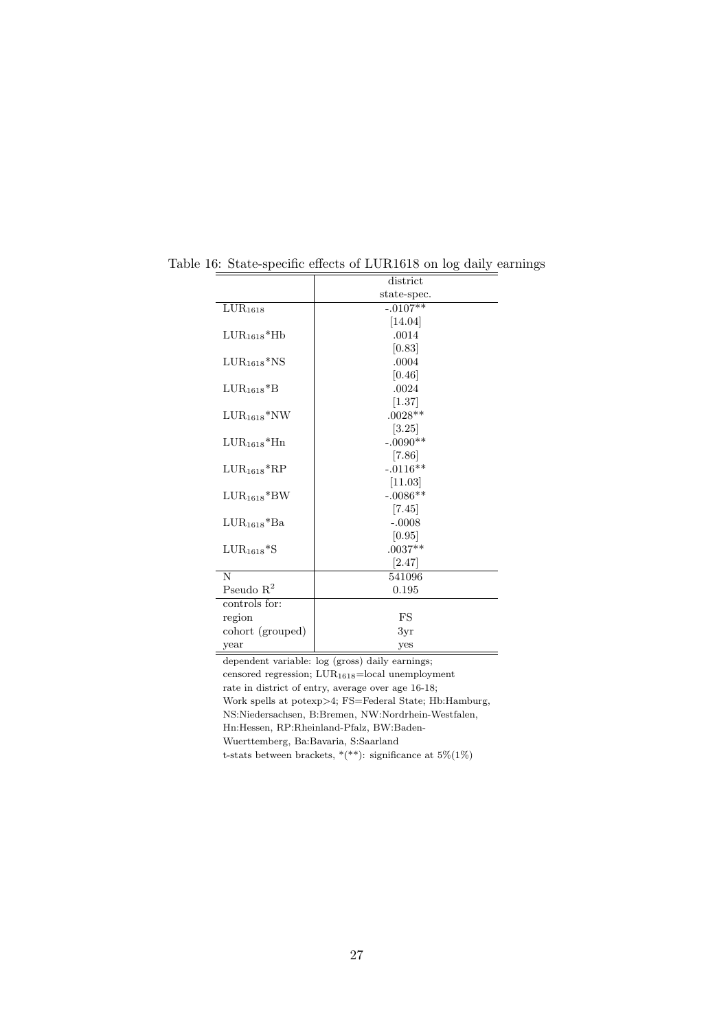Table 16: State-specific effects of LUR1618 on log daily earnings

| | district |
|---|---|
| | state-spec. |
| $LUR_{1618}$ | -.0107** |
| | [14.04] |
| $LUR_{1618}$*Hb | .0014 |
| | [0.83] |
| $LUR_{1618}$*NS | .0004 |
| | [0.46] |
| $LUR_{1618}$*B | .0024 |
| | [1.37] |
| $LUR_{1618}$*NW | .0028** |
| | [3.25] |
| $LUR_{1618}$*Hn | -.0090** |
| | [7.86] |
| $LUR_{1618}$*RP | -.0116** |
| | [11.03] |
| $LUR_{1618}$*BW | -.0086** |
| | [7.45] |
| $LUR_{1618}$*Ba | -.0008 |
| | [0.95] |
| $LUR_{1618}$*S | .0037** |
| | [2.47] |
| N | 541096 |
| Pseudo $R^2$ | 0.195 |
| controls for: | |
| region | FS |
| cohort (grouped) | 3yr |
| year | yes |

dependent variable: log (gross) daily earnings;
censored regression; $LUR_{1618}$=local unemployment rate in district of entry, average over age 16-18;
Work spells at potexp>4; FS=Federal State; Hb:Hamburg, NS:Niedersachsen, B:Bremen, NW:Nordrhein-Westfalen, Hn:Hessen, RP:Rheinland-Pfalz, BW:Baden-Wuerttemberg, Ba:Bavaria, S:Saarland
t-stats between brackets, *(**): significance at 5%(1%)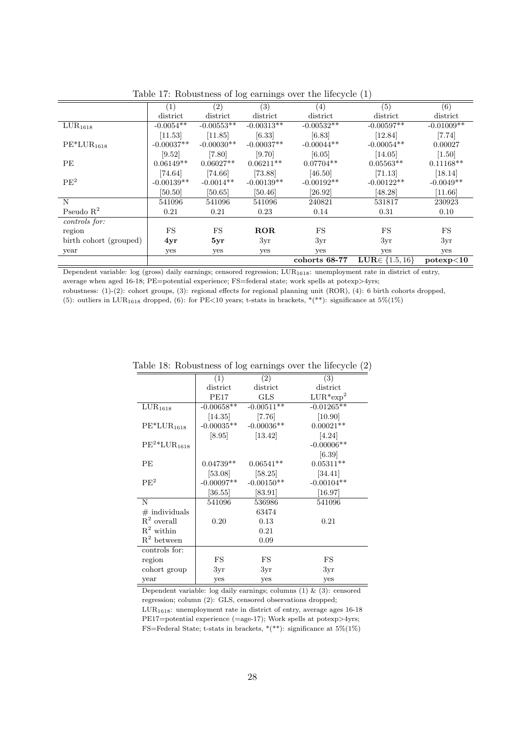Table 17: Robustness of log earnings over the lifecycle (1)

| | (1) | (2) | (3) | (4) | (5) | (6) |
|---|---|---|---|---|---|---|
| | district | district | district | district | district | district |
| $LUR_{1618}$ | -0.0054** | -0.00553** | -0.00313** | -0.00532** | -0.00597** | -0.01009** |
| | [11.53] | [11.85] | [6.33] | [6.83] | [12.84] | [7.74] |
| $PE*LUR_{1618}$ | -0.00037** | -0.00030** | -0.00037** | -0.00044** | -0.00054** | 0.00027 |
| | [9.52] | [7.80] | [9.70] | [6.05] | [14.05] | [1.50] |
| PE | 0.06149** | 0.06027** | 0.06211** | 0.07704** | 0.05563** | 0.11168** |
| | [74.64] | [74.66] | [73.88] | [46.50] | [71.13] | [18.14] |
| $PE^2$ | -0.00139** | -0.0014** | -0.00139** | -0.00192** | -0.00122** | -0.0049** |
| | [50.50] | [50.65] | [50.46] | [26.92] | [48.28] | [11.66] |
| N | 541096 | 541096 | 541096 | 240821 | 531817 | 230923 |
| Pseudo $R^2$ | 0.21 | 0.21 | 0.23 | 0.14 | 0.31 | 0.10 |
| *controls for:* | | | | | | |
| region | FS | FS | **ROR** | FS | FS | FS |
| birth cohort (grouped) | **4yr** | **5yr** | 3yr | 3yr | 3yr | 3yr |
| year | yes | yes | yes | yes | yes | yes |
| | | | | **cohorts 68-77** | **LUR** $\in \{1.5, 16\}$ | **potexp<10** |

Dependent variable: log (gross) daily earnings; censored regression; $LUR_{1618}$: unemployment rate in district of entry, average when aged 16-18; PE=potential experience; FS=federal state; work spells at potexp>4yrs; robustness: (1)-(2): cohort groups, (3): regional effects for regional planning unit (ROR), (4): 6 birth cohorts dropped, (5): outliers in $LUR_{1618}$ dropped, (6): for PE<10 years; t-stats in brackets, *(**): significance at 5%(1%)

Table 18: Robustness of log earnings over the lifecycle (2)

| | (1) | (2) | (3) |
|---|---|---|---|
| | district | district | district |
| | PE17 | GLS | $LUR*exp^2$ |
| $LUR_{1618}$ | -0.00658** | -0.00511** | -0.01265** |
| | [14.35] | [7.76] | [10.90] |
| $PE*LUR_{1618}$ | -0.00035** | -0.00036** | 0.00021** |
| | [8.95] | [13.42] | [4.24] |
| $PE^2*LUR_{1618}$ | | | -0.00006** |
| | | | [6.39] |
| PE | 0.04739** | 0.06541** | 0.05311** |
| | [53.08] | [58.25] | [34.41] |
| $PE^2$ | -0.00097** | -0.00150** | -0.00104** |
| | [36.55] | [83.91] | [16.97] |
| N | 541096 | 536986 | 541096 |
| # individuals | | 63474 | |
| $R^2$ overall | 0.20 | 0.13 | 0.21 |
| $R^2$ within | | 0.21 | |
| $R^2$ between | | 0.09 | |
| controls for: | | | |
| region | FS | FS | FS |
| cohort group | 3yr | 3yr | 3yr |
| year | yes | yes | yes |

Dependent variable: log daily earnings; columns (1) & (3): censored regression; column (2): GLS, censored observations dropped; $LUR_{1618}$: unemployment rate in district of entry, average ages 16-18 PE17=potential experience (=age-17); Work spells at potexp>4yrs; FS=Federal State; t-stats in brackets, *(**): significance at 5%(1%)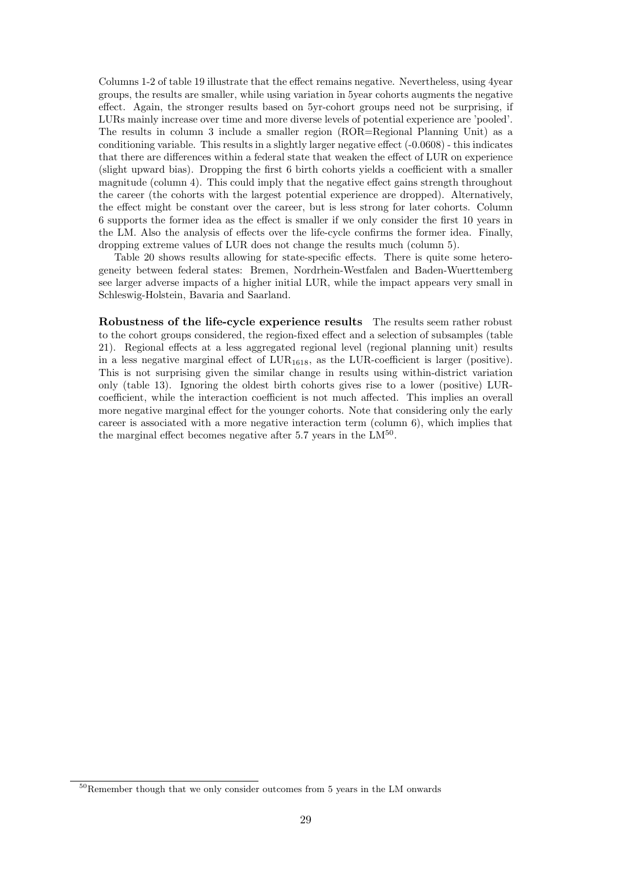Columns 1-2 of table 19 illustrate that the effect remains negative. Nevertheless, using 4year groups, the results are smaller, while using variation in 5year cohorts augments the negative effect. Again, the stronger results based on 5yr-cohort groups need not be surprising, if LURs mainly increase over time and more diverse levels of potential experience are 'pooled'. The results in column 3 include a smaller region (ROR=Regional Planning Unit) as a conditioning variable. This results in a slightly larger negative effect (-0.0608) - this indicates that there are differences within a federal state that weaken the effect of LUR on experience (slight upward bias). Dropping the first 6 birth cohorts yields a coefficient with a smaller magnitude (column 4). This could imply that the negative effect gains strength throughout the career (the cohorts with the largest potential experience are dropped). Alternatively, the effect might be constant over the career, but is less strong for later cohorts. Column 6 supports the former idea as the effect is smaller if we only consider the first 10 years in the LM. Also the analysis of effects over the life-cycle confirms the former idea. Finally, dropping extreme values of LUR does not change the results much (column 5).

Table 20 shows results allowing for state-specific effects. There is quite some heterogeneity between federal states: Bremen, Nordrhein-Westfalen and Baden-Wuerttemberg see larger adverse impacts of a higher initial LUR, while the impact appears very small in Schleswig-Holstein, Bavaria and Saarland.

**Robustness of the life-cycle experience results** The results seem rather robust to the cohort groups considered, the region-fixed effect and a selection of subsamples (table 21). Regional effects at a less aggregated regional level (regional planning unit) results in a less negative marginal effect of $LUR_{1618}$, as the LUR-coefficient is larger (positive). This is not surprising given the similar change in results using within-district variation only (table 13). Ignoring the oldest birth cohorts gives rise to a lower (positive) LUR-coefficient, while the interaction coefficient is not much affected. This implies an overall more negative marginal effect for the younger cohorts. Note that considering only the early career is associated with a more negative interaction term (column 6), which implies that the marginal effect becomes negative after 5.7 years in the LM[50].

[50] Remember though that we only consider outcomes from 5 years in the LM onwards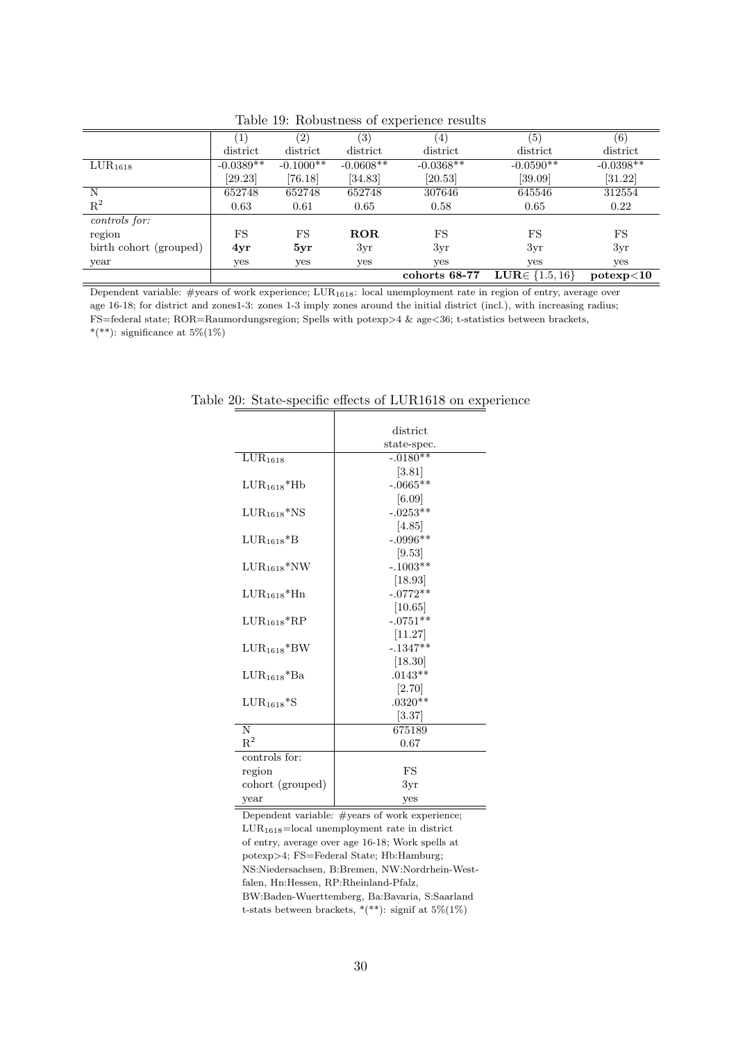Table 19: Robustness of experience results

| | (1) | (2) | (3) | (4) | (5) | (6) |
|---|---|---|---|---|---|---|
| | district | district | district | district | district | district |
| $LUR_{1618}$ | -0.0389** | -0.1000** | -0.0608** | -0.0368** | -0.0590** | -0.0398** |
| | [29.23] | [76.18] | [34.83] | [20.53] | [39.09] | [31.22] |
| N | 652748 | 652748 | 652748 | 307646 | 645546 | 312554 |
| $R^2$ | 0.63 | 0.61 | 0.65 | 0.58 | 0.65 | 0.22 |
| *controls for:* | | | | | | |
| region | FS | FS | **ROR** | FS | FS | FS |
| birth cohort (grouped) | **4yr** | **5yr** | 3yr | 3yr | 3yr | 3yr |
| year | yes | yes | yes | yes | yes | yes |
| | | | | **cohorts 68-77** | **LUR**$\in \{1.5, 16\}$ | **potexp<10** |

Dependent variable: #years of work experience; $LUR_{1618}$: local unemployment rate in region of entry, average over age 16-18; for district and zones1-3: zones 1-3 imply zones around the initial district (incl.), with increasing radius; FS=federal state; ROR=Raumordungsregion; Spells with potexp>4 & age<36; t-statistics between brackets, *(**): significance at 5%(1%)

Table 20: State-specific effects of LUR1618 on experience

| | district state-spec. |
|---|---|
| $LUR_{1618}$ | -.0180** |
| | [3.81] |
| $LUR_{1618}$*Hb | -.0665** |
| | [6.09] |
| $LUR_{1618}$*NS | -.0253** |
| | [4.85] |
| $LUR_{1618}$*B | -.0996** |
| | [9.53] |
| $LUR_{1618}$*NW | -.1003** |
| | [18.93] |
| $LUR_{1618}$*Hn | -.0772** |
| | [10.65] |
| $LUR_{1618}$*RP | -.0751** |
| | [11.27] |
| $LUR_{1618}$*BW | -.1347** |
| | [18.30] |
| $LUR_{1618}$*Ba | .0143** |
| | [2.70] |
| $LUR_{1618}$*S | .0320** |
| | [3.37] |
| N | 675189 |
| $R^2$ | 0.67 |
| controls for: | |
| region | FS |
| cohort (grouped) | 3yr |
| year | yes |

Dependent variable: #years of work experience; $LUR_{1618}$=local unemployment rate in district of entry, average over age 16-18; Work spells at potexp>4; FS=Federal State; Hb:Hamburg; NS:Niedersachsen, B:Bremen, NW:Nordrhein-Westfalen, Hn:Hessen, RP:Rheinland-Pfalz, BW:Baden-Wuerttemberg, Ba:Bavaria, S:Saarland t-stats between brackets, *(**): signif at 5%(1%)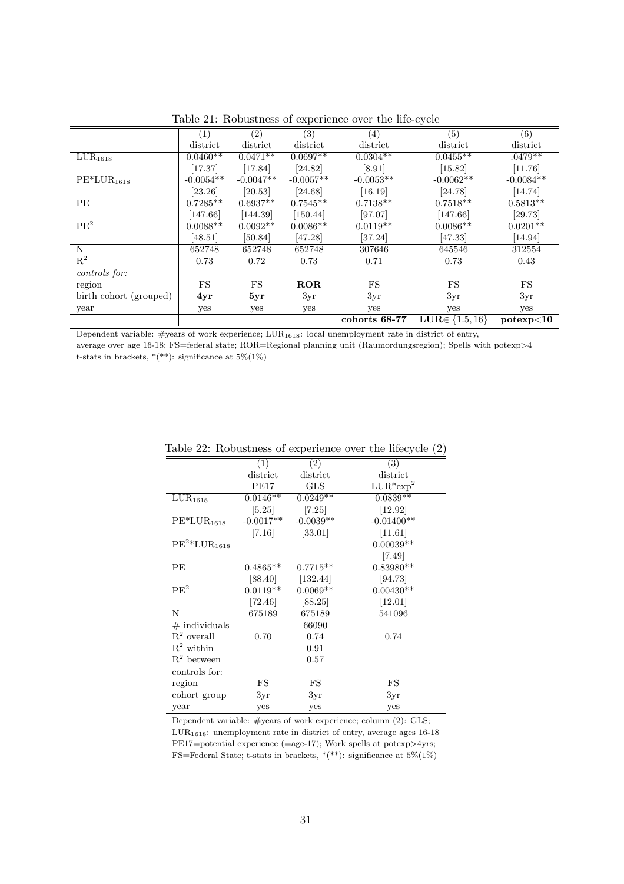Table 21: Robustness of experience over the life-cycle

| | (1) | (2) | (3) | (4) | (5) | (6) |
|---|---|---|---|---|---|---|
| | district | district | district | district | district | district |
| $LUR_{1618}$ | 0.0460** | 0.0471** | 0.0697** | 0.0304** | 0.0455** | .0479** |
| | [17.37] | [17.84] | [24.82] | [8.91] | [15.82] | [11.76] |
| $PE{*}LUR_{1618}$ | -0.0054** | -0.0047** | -0.0057** | -0.0053** | -0.0062** | -0.0084** |
| | [23.26] | [20.53] | [24.68] | [16.19] | [24.78] | [14.74] |
| PE | 0.7285** | 0.6937** | 0.7545** | 0.7138** | 0.7518** | 0.5813** |
| | [147.66] | [144.39] | [150.44] | [97.07] | [147.66] | [29.73] |
| $PE^2$ | 0.0088** | 0.0092** | 0.0086** | 0.0119** | 0.0086** | 0.0201** |
| | [48.51] | [50.84] | [47.28] | [37.24] | [47.33] | [14.94] |
| N | 652748 | 652748 | 652748 | 307646 | 645546 | 312554 |
| $R^2$ | 0.73 | 0.72 | 0.73 | 0.71 | 0.73 | 0.43 |
| *controls for:* | | | | | | |
| region | FS | FS | **ROR** | FS | FS | FS |
| birth cohort (grouped) | **4yr** | **5yr** | 3yr | 3yr | 3yr | 3yr |
| year | yes | yes | yes | yes | yes | yes |
| | | | | **cohorts 68-77** | **LUR$\in \{1.5, 16\}$** | **potexp<10** |

Dependent variable: #years of work experience; $LUR_{1618}$: local unemployment rate in district of entry, average over age 16-18; FS=federal state; ROR=Regional planning unit (Raumordungsregion); Spells with potexp>4
t-stats in brackets, *(**): significance at 5%(1%)

Table 22: Robustness of experience over the lifecycle (2)

| | (1) | (2) | (3) |
|---|---|---|---|
| | district | district | district |
| | PE17 | GLS | $LUR{*}exp^2$ |
| $LUR_{1618}$ | 0.0146** | 0.0249** | 0.0839** |
| | [5.25] | [7.25] | [12.92] |
| $PE{*}LUR_{1618}$ | -0.0017** | -0.0039** | -0.01400** |
| | [7.16] | [33.01] | [11.61] |
| $PE^2{*}LUR_{1618}$ | | | 0.00039** |
| | | | [7.49] |
| PE | 0.4865** | 0.7715** | 0.83980** |
| | [88.40] | [132.44] | [94.73] |
| $PE^2$ | 0.0119** | 0.0069** | 0.00430** |
| | [72.46] | [88.25] | [12.01] |
| N | 675189 | 675189 | 541096 |
| # individuals | | 66090 | |
| $R^2$ overall | 0.70 | 0.74 | 0.74 |
| $R^2$ within | | 0.91 | |
| $R^2$ between | | 0.57 | |
| controls for: | | | |
| region | FS | FS | FS |
| cohort group | 3yr | 3yr | 3yr |
| year | yes | yes | yes |

Dependent variable: #years of work experience; column (2): GLS; $LUR_{1618}$: unemployment rate in district of entry, average ages 16-18 PE17=potential experience (=age-17); Work spells at potexp>4yrs; FS=Federal State; t-stats in brackets, *(**): significance at 5%(1%)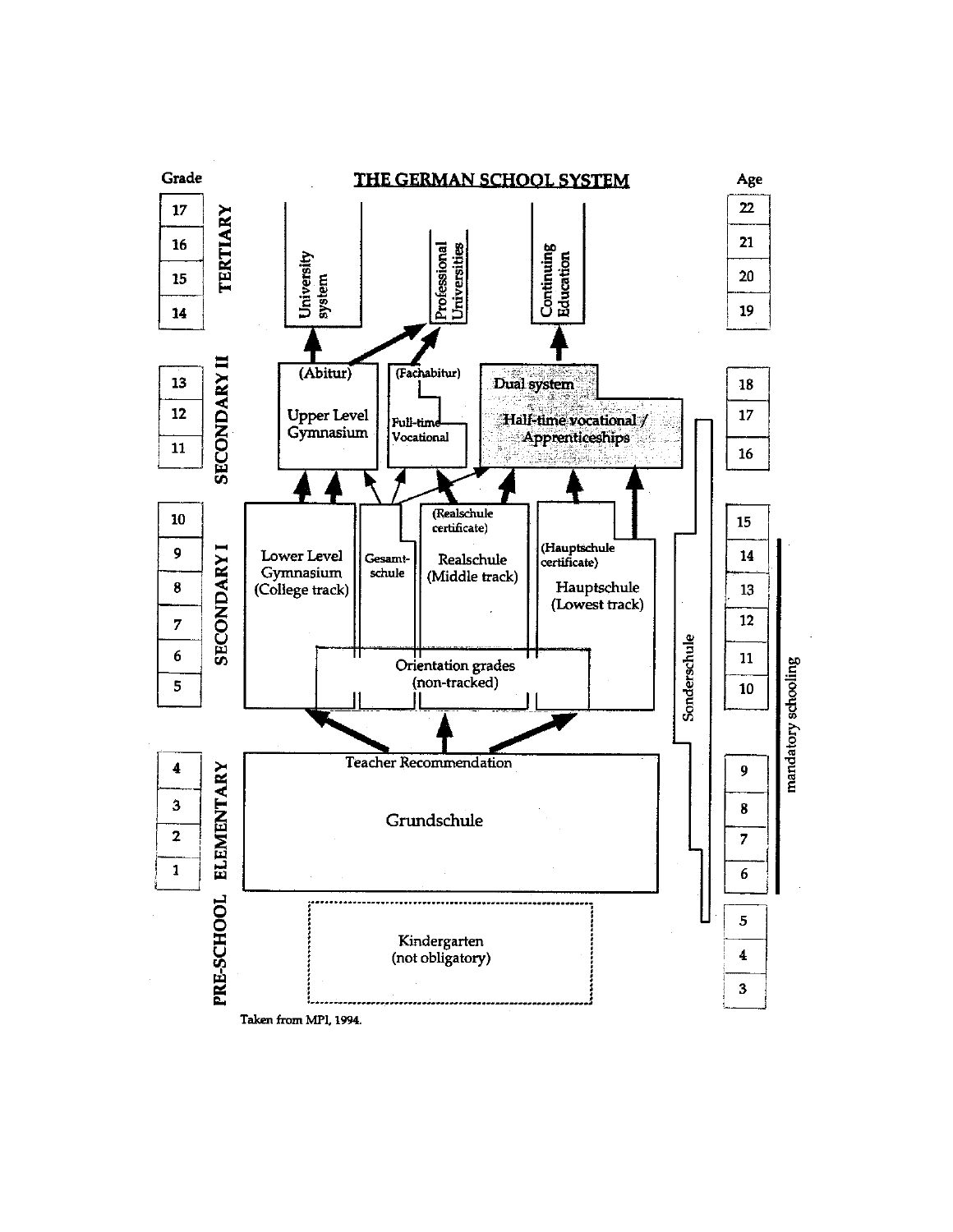# THE GERMAN SCHOOL SYSTEM

| Grade | Level | Institutions | Age |
|---|---|---|---|
| 17 | TERTIARY | University system; Professional Universities; Continuing Education | 22 |
| 16 | TERTIARY | University system; Professional Universities; Continuing Education | 21 |
| 15 | TERTIARY | University system; Professional Universities; Continuing Education | 20 |
| 14 | TERTIARY | University system; Professional Universities; Continuing Education | 19 |
| 13 | SECONDARY II | Upper Level Gymnasium (Abitur); Full-time Vocational (Fachabitur); Dual system — Half-time vocational / Apprenticeships | 18 |
| 12 | SECONDARY II | Upper Level Gymnasium (Abitur); Full-time Vocational (Fachabitur); Dual system — Half-time vocational / Apprenticeships | 17 |
| 11 | SECONDARY II | Upper Level Gymnasium (Abitur); Full-time Vocational (Fachabitur); Dual system — Half-time vocational / Apprenticeships | 16 |
| 10 | SECONDARY I | Lower Level Gymnasium (College track); Gesamtschule; Realschule (Middle track) (Realschule certificate); Hauptschule (Lowest track) (Hauptschule certificate) | 15 |
| 9 | SECONDARY I | Lower Level Gymnasium (College track); Gesamtschule; Realschule (Middle track); Hauptschule (Lowest track) | 14 |
| 8 | SECONDARY I | Lower Level Gymnasium (College track); Gesamtschule; Realschule (Middle track); Hauptschule (Lowest track) | 13 |
| 7 | SECONDARY I | Lower Level Gymnasium (College track); Gesamtschule; Realschule (Middle track); Hauptschule (Lowest track) | 12 |
| 6 | SECONDARY I | Orientation grades (non-tracked) | 11 |
| 5 | SECONDARY I | Orientation grades (non-tracked) | 10 |
| 4 | ELEMENTARY | Grundschule (Teacher Recommendation) | 9 |
| 3 | ELEMENTARY | Grundschule | 8 |
| 2 | ELEMENTARY | Grundschule | 7 |
| 1 | ELEMENTARY | Grundschule | 6 |
| | PRE-SCHOOL | Kindergarten (not obligatory) | 5 |
| | PRE-SCHOOL | Kindergarten (not obligatory) | 4 |
| | PRE-SCHOOL | Kindergarten (not obligatory) | 3 |

Sonderschule; mandatory schooling

Taken from MPI, 1994.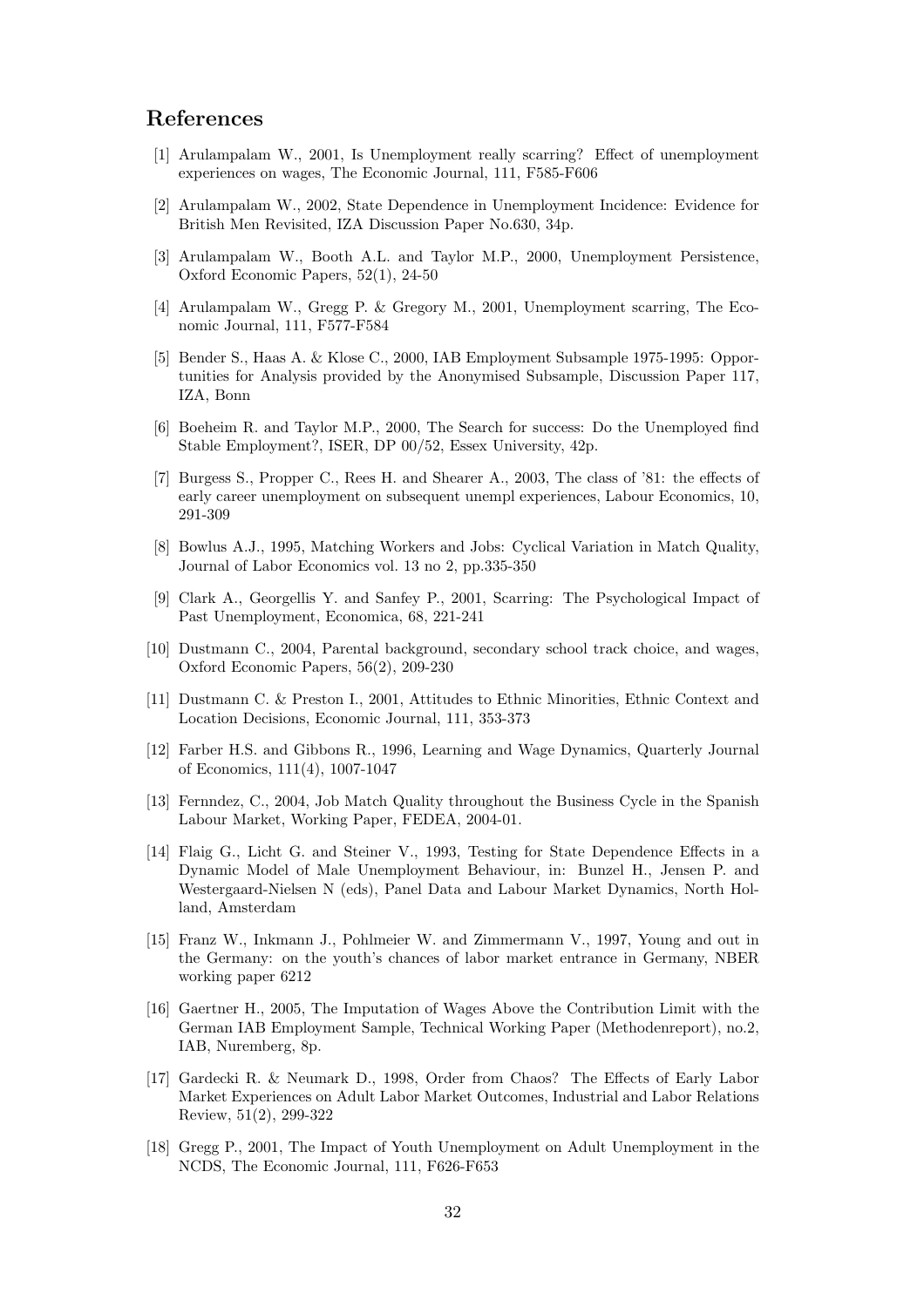## References

[1] Arulampalam W., 2001, Is Unemployment really scarring? Effect of unemployment experiences on wages, The Economic Journal, 111, F585-F606

[2] Arulampalam W., 2002, State Dependence in Unemployment Incidence: Evidence for British Men Revisited, IZA Discussion Paper No.630, 34p.

[3] Arulampalam W., Booth A.L. and Taylor M.P., 2000, Unemployment Persistence, Oxford Economic Papers, 52(1), 24-50

[4] Arulampalam W., Gregg P. & Gregory M., 2001, Unemployment scarring, The Economic Journal, 111, F577-F584

[5] Bender S., Haas A. & Klose C., 2000, IAB Employment Subsample 1975-1995: Opportunities for Analysis provided by the Anonymised Subsample, Discussion Paper 117, IZA, Bonn

[6] Boeheim R. and Taylor M.P., 2000, The Search for success: Do the Unemployed find Stable Employment?, ISER, DP 00/52, Essex University, 42p.

[7] Burgess S., Propper C., Rees H. and Shearer A., 2003, The class of '81: the effects of early career unemployment on subsequent unempl experiences, Labour Economics, 10, 291-309

[8] Bowlus A.J., 1995, Matching Workers and Jobs: Cyclical Variation in Match Quality, Journal of Labor Economics vol. 13 no 2, pp.335-350

[9] Clark A., Georgellis Y. and Sanfey P., 2001, Scarring: The Psychological Impact of Past Unemployment, Economica, 68, 221-241

[10] Dustmann C., 2004, Parental background, secondary school track choice, and wages, Oxford Economic Papers, 56(2), 209-230

[11] Dustmann C. & Preston I., 2001, Attitudes to Ethnic Minorities, Ethnic Context and Location Decisions, Economic Journal, 111, 353-373

[12] Farber H.S. and Gibbons R., 1996, Learning and Wage Dynamics, Quarterly Journal of Economics, 111(4), 1007-1047

[13] Fernndez, C., 2004, Job Match Quality throughout the Business Cycle in the Spanish Labour Market, Working Paper, FEDEA, 2004-01.

[14] Flaig G., Licht G. and Steiner V., 1993, Testing for State Dependence Effects in a Dynamic Model of Male Unemployment Behaviour, in: Bunzel H., Jensen P. and Westergaard-Nielsen N (eds), Panel Data and Labour Market Dynamics, North Holland, Amsterdam

[15] Franz W., Inkmann J., Pohlmeier W. and Zimmermann V., 1997, Young and out in the Germany: on the youth's chances of labor market entrance in Germany, NBER working paper 6212

[16] Gaertner H., 2005, The Imputation of Wages Above the Contribution Limit with the German IAB Employment Sample, Technical Working Paper (Methodenreport), no.2, IAB, Nuremberg, 8p.

[17] Gardecki R. & Neumark D., 1998, Order from Chaos? The Effects of Early Labor Market Experiences on Adult Labor Market Outcomes, Industrial and Labor Relations Review, 51(2), 299-322

[18] Gregg P., 2001, The Impact of Youth Unemployment on Adult Unemployment in the NCDS, The Economic Journal, 111, F626-F653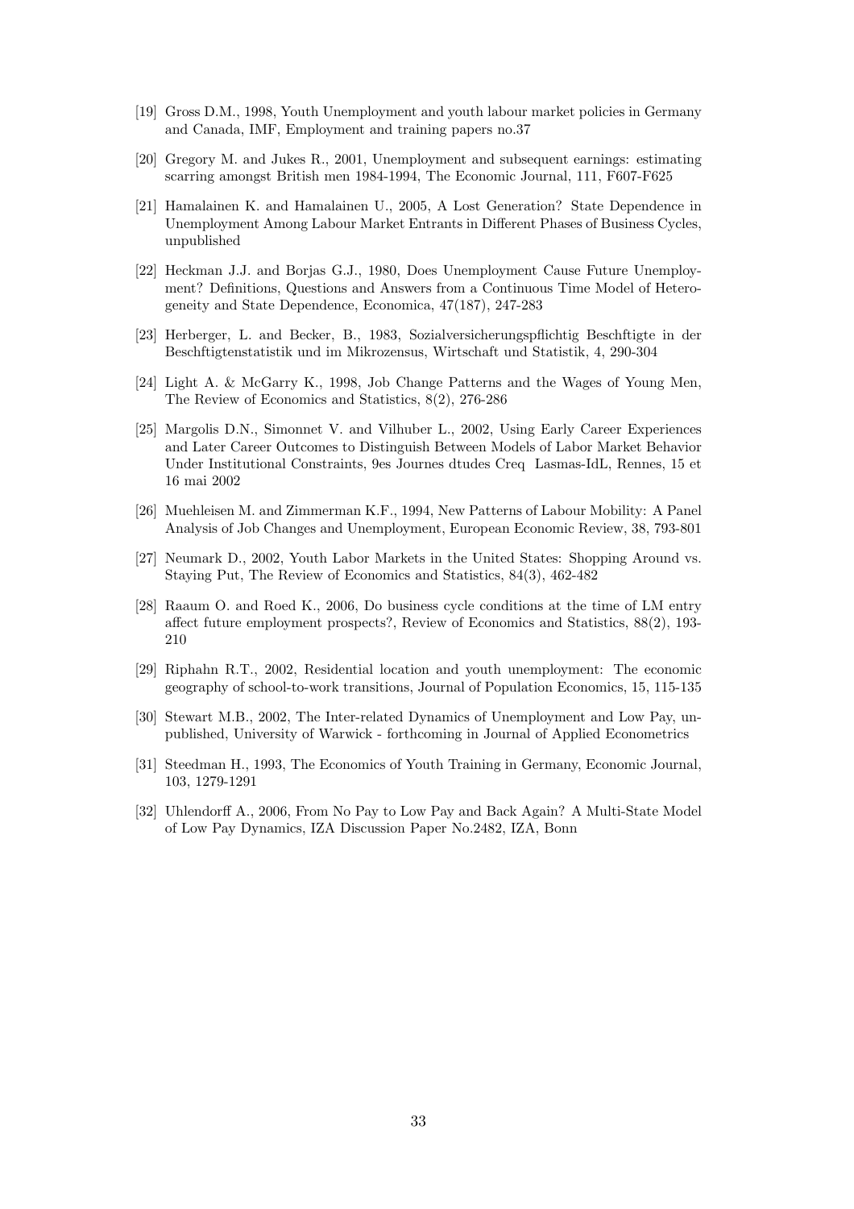[19] Gross D.M., 1998, Youth Unemployment and youth labour market policies in Germany and Canada, IMF, Employment and training papers no.37

[20] Gregory M. and Jukes R., 2001, Unemployment and subsequent earnings: estimating scarring amongst British men 1984-1994, The Economic Journal, 111, F607-F625

[21] Hamalainen K. and Hamalainen U., 2005, A Lost Generation? State Dependence in Unemployment Among Labour Market Entrants in Different Phases of Business Cycles, unpublished

[22] Heckman J.J. and Borjas G.J., 1980, Does Unemployment Cause Future Unemployment? Definitions, Questions and Answers from a Continuous Time Model of Heterogeneity and State Dependence, Economica, 47(187), 247-283

[23] Herberger, L. and Becker, B., 1983, Sozialversicherungspflichtig Beschftigte in der Beschftigtenstatistik und im Mikrozensus, Wirtschaft und Statistik, 4, 290-304

[24] Light A. & McGarry K., 1998, Job Change Patterns and the Wages of Young Men, The Review of Economics and Statistics, 8(2), 276-286

[25] Margolis D.N., Simonnet V. and Vilhuber L., 2002, Using Early Career Experiences and Later Career Outcomes to Distinguish Between Models of Labor Market Behavior Under Institutional Constraints, 9es Journes dtudes Creq Lasmas-IdL, Rennes, 15 et 16 mai 2002

[26] Muehleisen M. and Zimmerman K.F., 1994, New Patterns of Labour Mobility: A Panel Analysis of Job Changes and Unemployment, European Economic Review, 38, 793-801

[27] Neumark D., 2002, Youth Labor Markets in the United States: Shopping Around vs. Staying Put, The Review of Economics and Statistics, 84(3), 462-482

[28] Raaum O. and Roed K., 2006, Do business cycle conditions at the time of LM entry affect future employment prospects?, Review of Economics and Statistics, 88(2), 193-210

[29] Riphahn R.T., 2002, Residential location and youth unemployment: The economic geography of school-to-work transitions, Journal of Population Economics, 15, 115-135

[30] Stewart M.B., 2002, The Inter-related Dynamics of Unemployment and Low Pay, unpublished, University of Warwick - forthcoming in Journal of Applied Econometrics

[31] Steedman H., 1993, The Economics of Youth Training in Germany, Economic Journal, 103, 1279-1291

[32] Uhlendorff A., 2006, From No Pay to Low Pay and Back Again? A Multi-State Model of Low Pay Dynamics, IZA Discussion Paper No.2482, IZA, Bonn